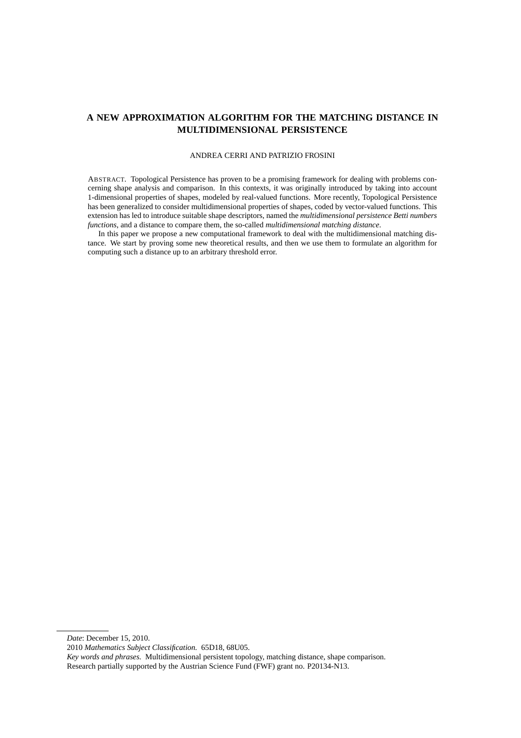# A NEW APPROXIMATION ALGORITHM FOR THE MATCHING DISTANCE IN MULTIDIMENSIONAL PERSISTENCE

ANDREA CERRI AND PATRIZIO FROSINI

ABSTRACT. Topological Persistence has proven to be a promising framework for dealing with problems concerning shape analysis and comparison. In this contexts, it was originally introduced by taking into account 1-dimensional properties of shapes, modeled by real-valued functions. More recently, Topological Persistence has been generalized to consider multidimensional properties of shapes, coded by vector-valued functions. This extension has led to introduce suitable shape descriptors, named the *multidimensional persistence Betti numbers functions*, and a distance to compare them, the so-called *multidimensional matching distance*.

In this paper we propose a new computational framework to deal with the multidimensional matching distance. We start by proving some new theoretical results, and then we use them to formulate an algorithm for computing such a distance up to an arbitrary threshold error.

---

*Date*: December 15, 2010.

2010 *Mathematics Subject Classification.* 65D18, 68U05.

*Key words and phrases.* Multidimensional persistent topology, matching distance, shape comparison.

Research partially supported by the Austrian Science Fund (FWF) grant no. P20134-N13.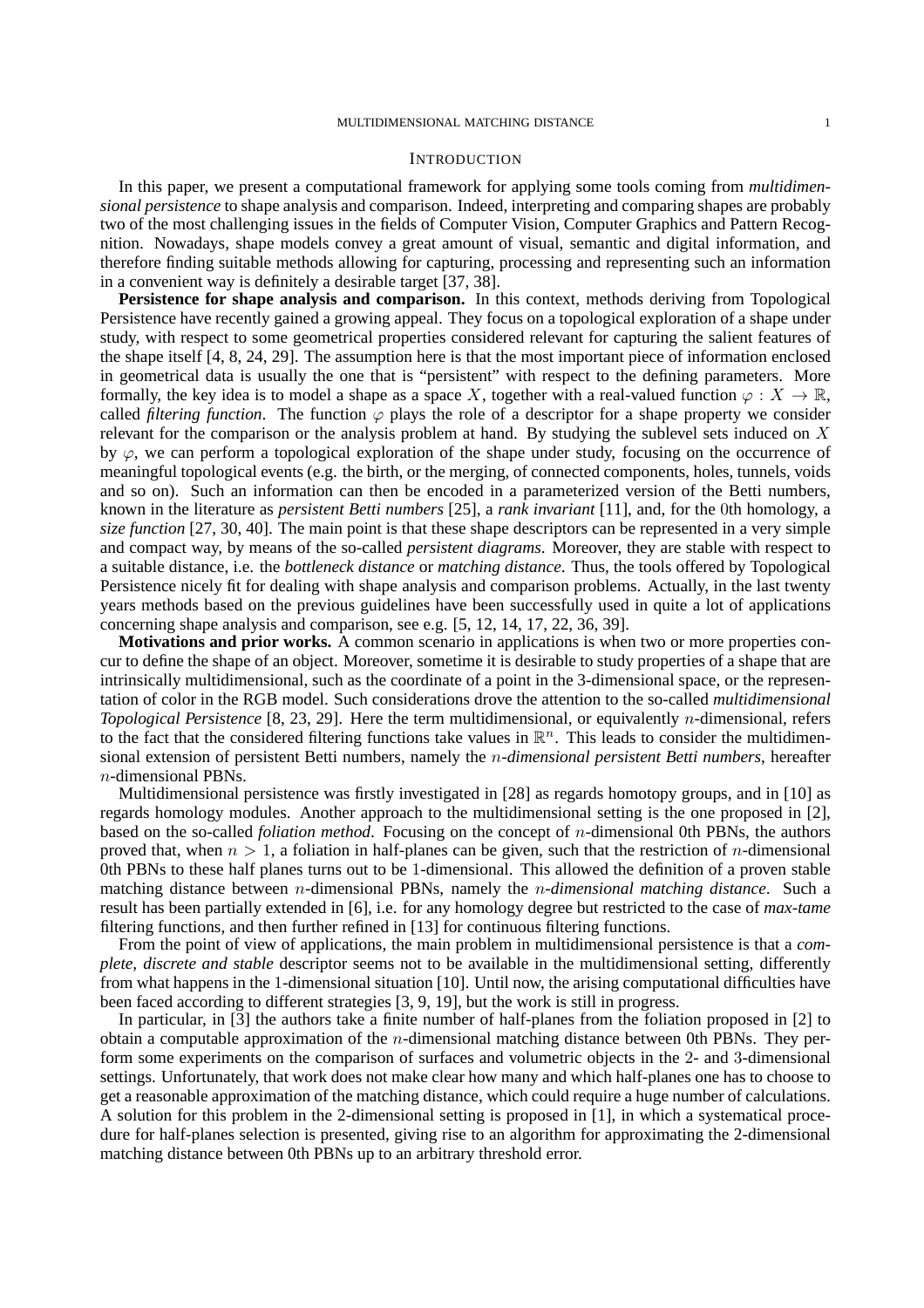## Introduction

In this paper, we present a computational framework for applying some tools coming from *multidimensional persistence* to shape analysis and comparison. Indeed, interpreting and comparing shapes are probably two of the most challenging issues in the fields of Computer Vision, Computer Graphics and Pattern Recognition. Nowadays, shape models convey a great amount of visual, semantic and digital information, and therefore finding suitable methods allowing for capturing, processing and representing such an information in a convenient way is definitely a desirable target [37, 38].

**Persistence for shape analysis and comparison.** In this context, methods deriving from Topological Persistence have recently gained a growing appeal. They focus on a topological exploration of a shape under study, with respect to some geometrical properties considered relevant for capturing the salient features of the shape itself [4, 8, 24, 29]. The assumption here is that the most important piece of information enclosed in geometrical data is usually the one that is "persistent" with respect to the defining parameters. More formally, the key idea is to model a shape as a space $X$, together with a real-valued function $\varphi : X \to \mathbb{R}$, called *filtering function*. The function $\varphi$ plays the role of a descriptor for a shape property we consider relevant for the comparison or the analysis problem at hand. By studying the sublevel sets induced on $X$ by $\varphi$, we can perform a topological exploration of the shape under study, focusing on the occurrence of meaningful topological events (e.g. the birth, or the merging, of connected components, holes, tunnels, voids and so on). Such an information can then be encoded in a parameterized version of the Betti numbers, known in the literature as *persistent Betti numbers* [25], a *rank invariant* [11], and, for the 0th homology, a *size function* [27, 30, 40]. The main point is that these shape descriptors can be represented in a very simple and compact way, by means of the so-called *persistent diagrams*. Moreover, they are stable with respect to a suitable distance, i.e. the *bottleneck distance* or *matching distance*. Thus, the tools offered by Topological Persistence nicely fit for dealing with shape analysis and comparison problems. Actually, in the last twenty years methods based on the previous guidelines have been successfully used in quite a lot of applications concerning shape analysis and comparison, see e.g. [5, 12, 14, 17, 22, 36, 39].

**Motivations and prior works.** A common scenario in applications is when two or more properties concur to define the shape of an object. Moreover, sometime it is desirable to study properties of a shape that are intrinsically multidimensional, such as the coordinate of a point in the 3-dimensional space, or the representation of color in the RGB model. Such considerations drove the attention to the so-called *multidimensional Topological Persistence* [8, 23, 29]. Here the term multidimensional, or equivalently $n$-dimensional, refers to the fact that the considered filtering functions take values in $\mathbb{R}^n$. This leads to consider the multidimensional extension of persistent Betti numbers, namely the *$n$-dimensional persistent Betti numbers*, hereafter $n$-dimensional PBNs.

Multidimensional persistence was firstly investigated in [28] as regards homotopy groups, and in [10] as regards homology modules. Another approach to the multidimensional setting is the one proposed in [2], based on the so-called *foliation method*. Focusing on the concept of $n$-dimensional 0th PBNs, the authors proved that, when $n > 1$, a foliation in half-planes can be given, such that the restriction of $n$-dimensional 0th PBNs to these half planes turns out to be 1-dimensional. This allowed the definition of a proven stable matching distance between $n$-dimensional PBNs, namely the *$n$-dimensional matching distance*. Such a result has been partially extended in [6], i.e. for any homology degree but restricted to the case of *max-tame* filtering functions, and then further refined in [13] for continuous filtering functions.

From the point of view of applications, the main problem in multidimensional persistence is that a *complete, discrete and stable* descriptor seems not to be available in the multidimensional setting, differently from what happens in the 1-dimensional situation [10]. Until now, the arising computational difficulties have been faced according to different strategies [3, 9, 19], but the work is still in progress.

In particular, in [3] the authors take a finite number of half-planes from the foliation proposed in [2] to obtain a computable approximation of the $n$-dimensional matching distance between 0th PBNs. They perform some experiments on the comparison of surfaces and volumetric objects in the 2- and 3-dimensional settings. Unfortunately, that work does not make clear how many and which half-planes one has to choose to get a reasonable approximation of the matching distance, which could require a huge number of calculations. A solution for this problem in the 2-dimensional setting is proposed in [1], in which a systematical procedure for half-planes selection is presented, giving rise to an algorithm for approximating the 2-dimensional matching distance between 0th PBNs up to an arbitrary threshold error.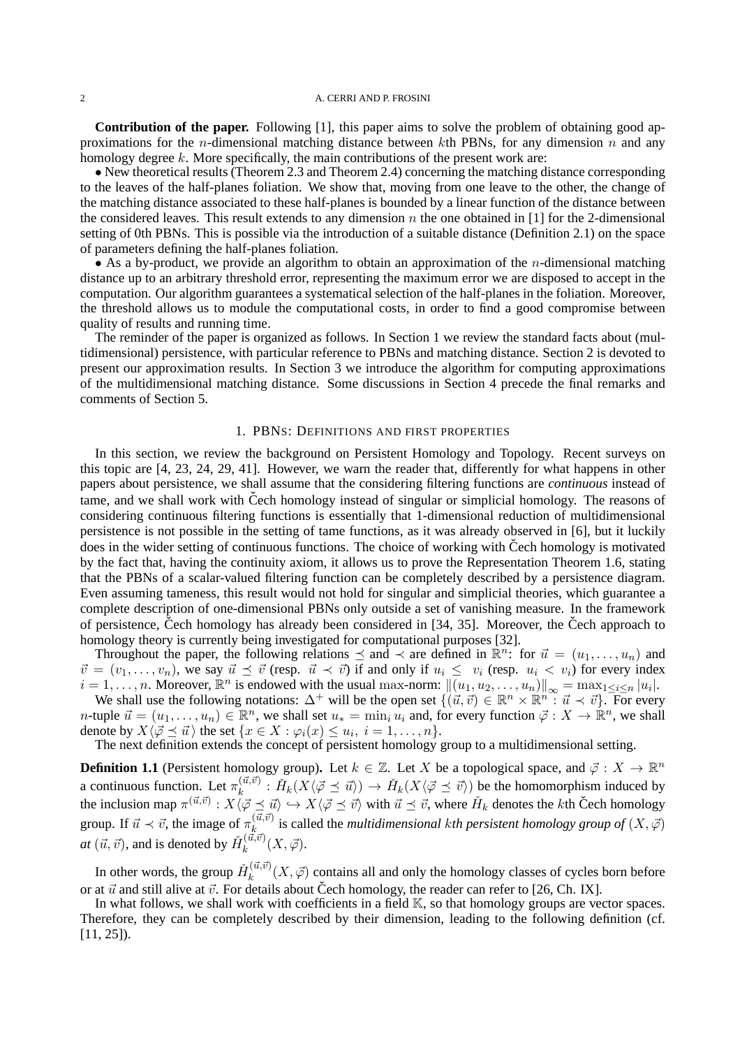**Contribution of the paper.** Following [1], this paper aims to solve the problem of obtaining good approximations for the $n$-dimensional matching distance between $k$th PBNs, for any dimension $n$ and any homology degree $k$. More specifically, the main contributions of the present work are:

• New theoretical results (Theorem 2.3 and Theorem 2.4) concerning the matching distance corresponding to the leaves of the half-planes foliation. We show that, moving from one leave to the other, the change of the matching distance associated to these half-planes is bounded by a linear function of the distance between the considered leaves. This result extends to any dimension $n$ the one obtained in [1] for the 2-dimensional setting of 0th PBNs. This is possible via the introduction of a suitable distance (Definition 2.1) on the space of parameters defining the half-planes foliation.

• As a by-product, we provide an algorithm to obtain an approximation of the $n$-dimensional matching distance up to an arbitrary threshold error, representing the maximum error we are disposed to accept in the computation. Our algorithm guarantees a systematical selection of the half-planes in the foliation. Moreover, the threshold allows us to module the computational costs, in order to find a good compromise between quality of results and running time.

The reminder of the paper is organized as follows. In Section 1 we review the standard facts about (multidimensional) persistence, with particular reference to PBNs and matching distance. Section 2 is devoted to present our approximation results. In Section 3 we introduce the algorithm for computing approximations of the multidimensional matching distance. Some discussions in Section 4 precede the final remarks and comments of Section 5.

## 1. PBNs: Definitions and first properties

In this section, we review the background on Persistent Homology and Topology. Recent surveys on this topic are [4, 23, 24, 29, 41]. However, we warn the reader that, differently for what happens in other papers about persistence, we shall assume that the considering filtering functions are *continuous* instead of tame, and we shall work with Čech homology instead of singular or simplicial homology. The reasons of considering continuous filtering functions is essentially that 1-dimensional reduction of multidimensional persistence is not possible in the setting of tame functions, as it was already observed in [6], but it luckily does in the wider setting of continuous functions. The choice of working with Čech homology is motivated by the fact that, having the continuity axiom, it allows us to prove the Representation Theorem 1.6, stating that the PBNs of a scalar-valued filtering function can be completely described by a persistence diagram. Even assuming tameness, this result would not hold for singular and simplicial theories, which guarantee a complete description of one-dimensional PBNs only outside a set of vanishing measure. In the framework of persistence, Čech homology has already been considered in [34, 35]. Moreover, the Čech approach to homology theory is currently being investigated for computational purposes [32].

Throughout the paper, the following relations $\preceq$ and $\prec$ are defined in $\mathbb{R}^n$: for $\vec{u} = (u_1, \ldots, u_n)$ and $\vec{v} = (v_1, \ldots, v_n)$, we say $\vec{u} \preceq \vec{v}$ (resp. $\vec{u} \prec \vec{v}$) if and only if $u_i \leq v_i$ (resp. $u_i < v_i$) for every index $i = 1, \ldots, n$. Moreover, $\mathbb{R}^n$ is endowed with the usual max-norm: $\|(u_1, u_2, \ldots, u_n)\|_\infty = \max_{1 \leq i \leq n} |u_i|$.

We shall use the following notations: $\Delta^+$ will be the open set $\{(\vec{u}, \vec{v}) \in \mathbb{R}^n \times \mathbb{R}^n : \vec{u} \prec \vec{v}\}$. For every $n$-tuple $\vec{u} = (u_1, \ldots, u_n) \in \mathbb{R}^n$, we shall set $u_* = \min_i u_i$ and, for every function $\vec{\varphi} : X \to \mathbb{R}^n$, we shall denote by $X\langle \vec{\varphi} \preceq \vec{u} \rangle$ the set $\{x \in X : \varphi_i(x) \leq u_i,\ i = 1, \ldots, n\}$.

The next definition extends the concept of persistent homology group to a multidimensional setting.

**Definition 1.1** (Persistent homology group)**.** Let $k \in \mathbb{Z}$. Let $X$ be a topological space, and $\vec{\varphi} : X \to \mathbb{R}^n$ a continuous function. Let $\pi_k^{(\vec{u},\vec{v})} : \check{H}_k(X\langle \vec{\varphi} \preceq \vec{u} \rangle) \to \check{H}_k(X\langle \vec{\varphi} \preceq \vec{v} \rangle)$ be the homomorphism induced by the inclusion map $\pi^{(\vec{u},\vec{v})} : X\langle \vec{\varphi} \preceq \vec{u} \rangle \hookrightarrow X\langle \vec{\varphi} \preceq \vec{v} \rangle$ with $\vec{u} \preceq \vec{v}$, where $\check{H}_k$ denotes the $k$th Čech homology group. If $\vec{u} \prec \vec{v}$, the image of $\pi_k^{(\vec{u},\vec{v})}$ is called the *multidimensional $k$th persistent homology group of $(X, \vec{\varphi})$ at $(\vec{u}, \vec{v})$*, and is denoted by $\check{H}_k^{(\vec{u},\vec{v})}(X, \vec{\varphi})$.

In other words, the group $\check{H}_k^{(\vec{u},\vec{v})}(X, \vec{\varphi})$ contains all and only the homology classes of cycles born before or at $\vec{u}$ and still alive at $\vec{v}$. For details about Čech homology, the reader can refer to [26, Ch. IX].

In what follows, we shall work with coefficients in a field $\mathbb{K}$, so that homology groups are vector spaces. Therefore, they can be completely described by their dimension, leading to the following definition (cf. [11, 25]).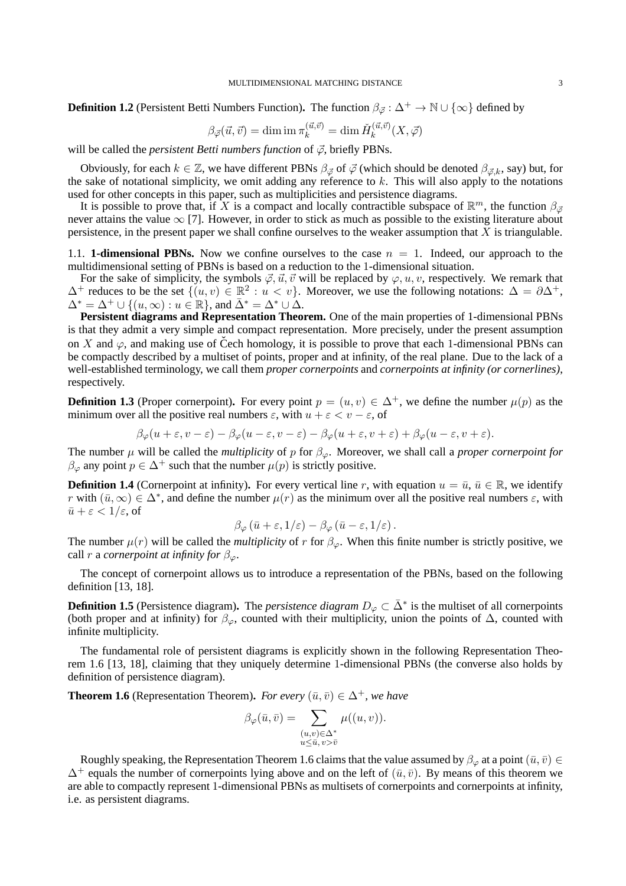**Definition 1.2** (Persistent Betti Numbers Function)**.** The function $\beta_{\vec{\varphi}} : \Delta^+ \to \mathbb{N} \cup \{\infty\}$ defined by

$$\beta_{\vec{\varphi}}(\vec{u}, \vec{v}) = \dim \operatorname{im} \pi_k^{(\vec{u}, \vec{v})} = \dim \check{H}_k^{(\vec{u}, \vec{v})}(X, \vec{\varphi})$$

will be called the *persistent Betti numbers function* of $\vec{\varphi}$, briefly PBNs.

Obviously, for each $k \in \mathbb{Z}$, we have different PBNs $\beta_{\vec{\varphi}}$ of $\vec{\varphi}$ (which should be denoted $\beta_{\vec{\varphi},k}$, say) but, for the sake of notational simplicity, we omit adding any reference to $k$. This will also apply to the notations used for other concepts in this paper, such as multiplicities and persistence diagrams.

It is possible to prove that, if $X$ is a compact and locally contractible subspace of $\mathbb{R}^m$, the function $\beta_{\vec{\varphi}}$ never attains the value $\infty$ [7]. However, in order to stick as much as possible to the existing literature about persistence, in the present paper we shall confine ourselves to the weaker assumption that $X$ is triangulable.

1.1. **1-dimensional PBNs.** Now we confine ourselves to the case $n = 1$. Indeed, our approach to the multidimensional setting of PBNs is based on a reduction to the 1-dimensional situation.

For the sake of simplicity, the symbols $\vec{\varphi}, \vec{u}, \vec{v}$ will be replaced by $\varphi, u, v$, respectively. We remark that $\Delta^+$ reduces to be the set $\{(u, v) \in \mathbb{R}^2 : u < v\}$. Moreover, we use the following notations: $\Delta = \partial\Delta^+$, $\Delta^* = \Delta^+ \cup \{(u, \infty) : u \in \mathbb{R}\}$, and $\bar{\Delta}^* = \Delta^* \cup \Delta$.

**Persistent diagrams and Representation Theorem.** One of the main properties of 1-dimensional PBNs is that they admit a very simple and compact representation. More precisely, under the present assumption on $X$ and $\varphi$, and making use of Čech homology, it is possible to prove that each 1-dimensional PBNs can be compactly described by a multiset of points, proper and at infinity, of the real plane. Due to the lack of a well-established terminology, we call them *proper cornerpoints* and *cornerpoints at infinity (or cornerlines)*, respectively.

**Definition 1.3** (Proper cornerpoint)**.** For every point $p = (u, v) \in \Delta^+$, we define the number $\mu(p)$ as the minimum over all the positive real numbers $\varepsilon$, with $u + \varepsilon < v - \varepsilon$, of

$$\beta_\varphi(u + \varepsilon, v - \varepsilon) - \beta_\varphi(u - \varepsilon, v - \varepsilon) - \beta_\varphi(u + \varepsilon, v + \varepsilon) + \beta_\varphi(u - \varepsilon, v + \varepsilon).$$

The number $\mu$ will be called the *multiplicity* of $p$ for $\beta_\varphi$. Moreover, we shall call a *proper cornerpoint for* $\beta_\varphi$ any point $p \in \Delta^+$ such that the number $\mu(p)$ is strictly positive.

**Definition 1.4** (Cornerpoint at infinity)**.** For every vertical line $r$, with equation $u = \bar{u}$, $\bar{u} \in \mathbb{R}$, we identify $r$ with $(\bar{u}, \infty) \in \Delta^*$, and define the number $\mu(r)$ as the minimum over all the positive real numbers $\varepsilon$, with $\bar{u} + \varepsilon < 1/\varepsilon$, of

$$\beta_\varphi\left(\bar{u} + \varepsilon, 1/\varepsilon\right) - \beta_\varphi\left(\bar{u} - \varepsilon, 1/\varepsilon\right).$$

The number $\mu(r)$ will be called the *multiplicity* of $r$ for $\beta_\varphi$. When this finite number is strictly positive, we call $r$ a *cornerpoint at infinity for* $\beta_\varphi$.

The concept of cornerpoint allows us to introduce a representation of the PBNs, based on the following definition [13, 18].

**Definition 1.5** (Persistence diagram)**.** The *persistence diagram* $D_\varphi \subset \bar{\Delta}^*$ is the multiset of all cornerpoints (both proper and at infinity) for $\beta_\varphi$, counted with their multiplicity, union the points of $\Delta$, counted with infinite multiplicity.

The fundamental role of persistent diagrams is explicitly shown in the following Representation Theorem 1.6 [13, 18], claiming that they uniquely determine 1-dimensional PBNs (the converse also holds by definition of persistence diagram).

**Theorem 1.6** (Representation Theorem)**.** *For every* $(\bar{u}, \bar{v}) \in \Delta^+$*, we have*

$$\beta_\varphi(\bar{u}, \bar{v}) = \sum_{\substack{(u,v) \in \Delta^* \\ u \le \bar{u},\, v > \bar{v}}} \mu((u, v)).$$

Roughly speaking, the Representation Theorem 1.6 claims that the value assumed by $\beta_\varphi$ at a point $(\bar{u}, \bar{v}) \in \Delta^+$ equals the number of cornerpoints lying above and on the left of $(\bar{u}, \bar{v})$. By means of this theorem we are able to compactly represent 1-dimensional PBNs as multisets of cornerpoints and cornerpoints at infinity, i.e. as persistent diagrams.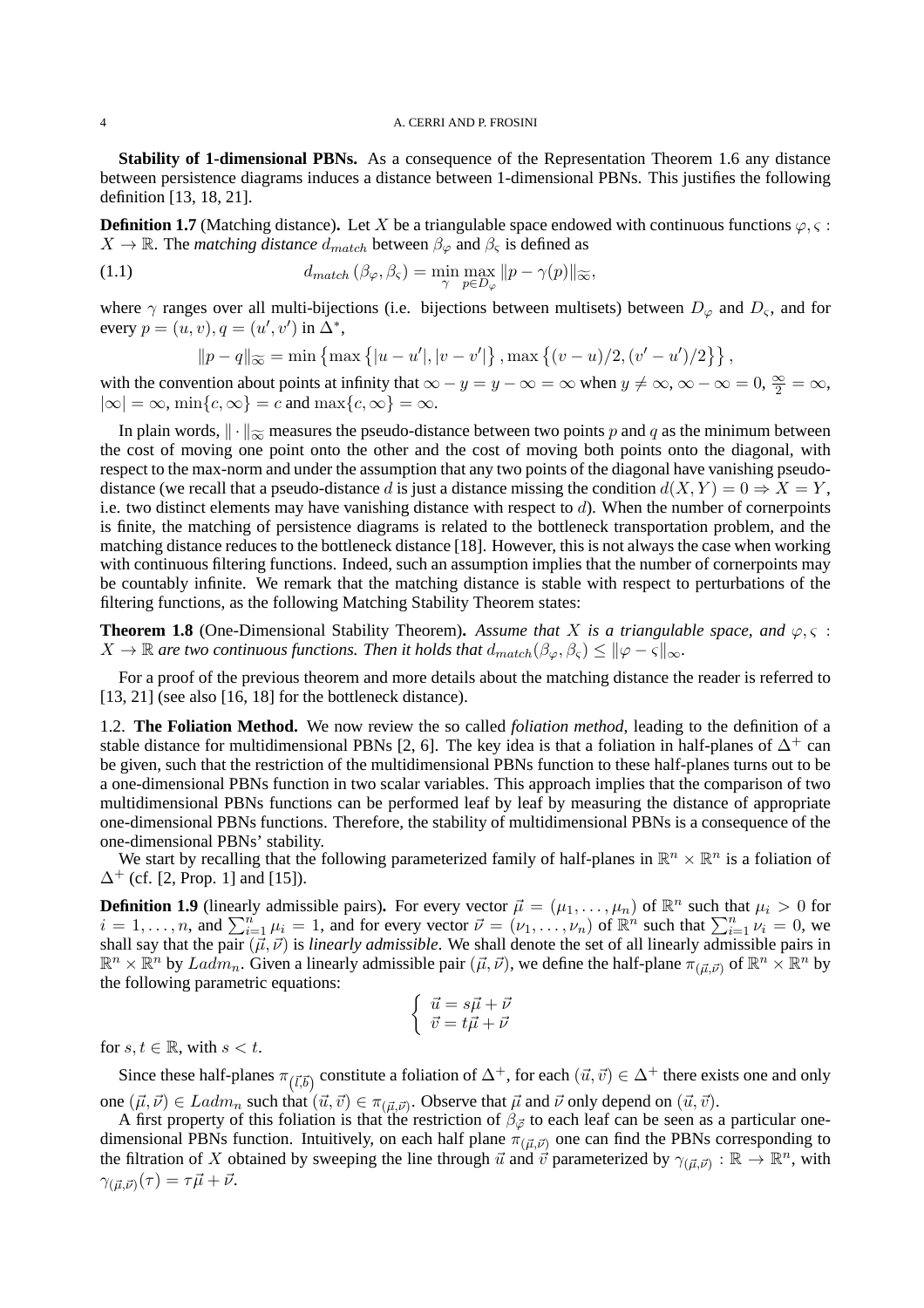**Stability of 1-dimensional PBNs.** As a consequence of the Representation Theorem 1.6 any distance between persistence diagrams induces a distance between 1-dimensional PBNs. This justifies the following definition [13, 18, 21].

**Definition 1.7** (Matching distance)**.** Let $X$ be a triangulable space endowed with continuous functions $\varphi, \varsigma : X \to \mathbb{R}$. The *matching distance* $d_{match}$ between $\beta_\varphi$ and $\beta_\varsigma$ is defined as

$$d_{match}\left(\beta_\varphi, \beta_\varsigma\right) = \min_{\gamma} \max_{p \in D_\varphi} \|p - \gamma(p)\|_{\widetilde{\infty}}, \tag{1.1}$$

where $\gamma$ ranges over all multi-bijections (i.e. bijections between multisets) between $D_\varphi$ and $D_\varsigma$, and for every $p = (u, v), q = (u', v')$ in $\Delta^*$,

$$\|p - q\|_{\widetilde{\infty}} = \min\left\{\max\left\{|u - u'|, |v - v'|\right\}, \max\left\{(v - u)/2, (v' - u')/2\right\}\right\},$$

with the convention about points at infinity that $\infty - y = y - \infty = \infty$ when $y \neq \infty$, $\infty - \infty = 0$, $\frac{\infty}{2} = \infty$, $|\infty| = \infty$, $\min\{c, \infty\} = c$ and $\max\{c, \infty\} = \infty$.

In plain words, $\|\cdot\|_{\widetilde{\infty}}$ measures the pseudo-distance between two points $p$ and $q$ as the minimum between the cost of moving one point onto the other and the cost of moving both points onto the diagonal, with respect to the max-norm and under the assumption that any two points of the diagonal have vanishing pseudo-distance (we recall that a pseudo-distance $d$ is just a distance missing the condition $d(X, Y) = 0 \Rightarrow X = Y$, i.e. two distinct elements may have vanishing distance with respect to $d$). When the number of cornerpoints is finite, the matching of persistence diagrams is related to the bottleneck transportation problem, and the matching distance reduces to the bottleneck distance [18]. However, this is not always the case when working with continuous filtering functions. Indeed, such an assumption implies that the number of cornerpoints may be countably infinite. We remark that the matching distance is stable with respect to perturbations of the filtering functions, as the following Matching Stability Theorem states:

**Theorem 1.8** (One-Dimensional Stability Theorem)**.** *Assume that $X$ is a triangulable space, and $\varphi, \varsigma : X \to \mathbb{R}$ are two continuous functions. Then it holds that $d_{match}(\beta_\varphi, \beta_\varsigma) \leq \|\varphi - \varsigma\|_\infty$.*

For a proof of the previous theorem and more details about the matching distance the reader is referred to [13, 21] (see also [16, 18] for the bottleneck distance).

1.2. **The Foliation Method.** We now review the so called *foliation method*, leading to the definition of a stable distance for multidimensional PBNs [2, 6]. The key idea is that a foliation in half-planes of $\Delta^+$ can be given, such that the restriction of the multidimensional PBNs function to these half-planes turns out to be a one-dimensional PBNs function in two scalar variables. This approach implies that the comparison of two multidimensional PBNs functions can be performed leaf by leaf by measuring the distance of appropriate one-dimensional PBNs functions. Therefore, the stability of multidimensional PBNs is a consequence of the one-dimensional PBNs' stability.

We start by recalling that the following parameterized family of half-planes in $\mathbb{R}^n \times \mathbb{R}^n$ is a foliation of $\Delta^+$ (cf. [2, Prop. 1] and [15]).

**Definition 1.9** (linearly admissible pairs)**.** For every vector $\vec{\mu} = (\mu_1, \ldots, \mu_n)$ of $\mathbb{R}^n$ such that $\mu_i > 0$ for $i = 1, \ldots, n$, and $\sum_{i=1}^n \mu_i = 1$, and for every vector $\vec{\nu} = (\nu_1, \ldots, \nu_n)$ of $\mathbb{R}^n$ such that $\sum_{i=1}^n \nu_i = 0$, we shall say that the pair $(\vec{\mu}, \vec{\nu})$ is *linearly admissible*. We shall denote the set of all linearly admissible pairs in $\mathbb{R}^n \times \mathbb{R}^n$ by $Ladm_n$. Given a linearly admissible pair $(\vec{\mu}, \vec{\nu})$, we define the half-plane $\pi_{(\vec{\mu},\vec{\nu})}$ of $\mathbb{R}^n \times \mathbb{R}^n$ by the following parametric equations:

$$\begin{cases} \vec{u} = s\vec{\mu} + \vec{\nu} \\ \vec{v} = t\vec{\mu} + \vec{\nu} \end{cases}$$

for $s, t \in \mathbb{R}$, with $s < t$.

Since these half-planes $\pi_{(\vec{l},\vec{b})}$ constitute a foliation of $\Delta^+$, for each $(\vec{u}, \vec{v}) \in \Delta^+$ there exists one and only one $(\vec{\mu}, \vec{\nu}) \in Ladm_n$ such that $(\vec{u}, \vec{v}) \in \pi_{(\vec{\mu},\vec{\nu})}$. Observe that $\vec{\mu}$ and $\vec{\nu}$ only depend on $(\vec{u}, \vec{v})$.

A first property of this foliation is that the restriction of $\beta_{\vec{\varphi}}$ to each leaf can be seen as a particular one-dimensional PBNs function. Intuitively, on each half plane $\pi_{(\vec{\mu},\vec{\nu})}$ one can find the PBNs corresponding to the filtration of $X$ obtained by sweeping the line through $\vec{u}$ and $\vec{v}$ parameterized by $\gamma_{(\vec{\mu},\vec{\nu})} : \mathbb{R} \to \mathbb{R}^n$, with $\gamma_{(\vec{\mu},\vec{\nu})}(\tau) = \tau\vec{\mu} + \vec{\nu}$.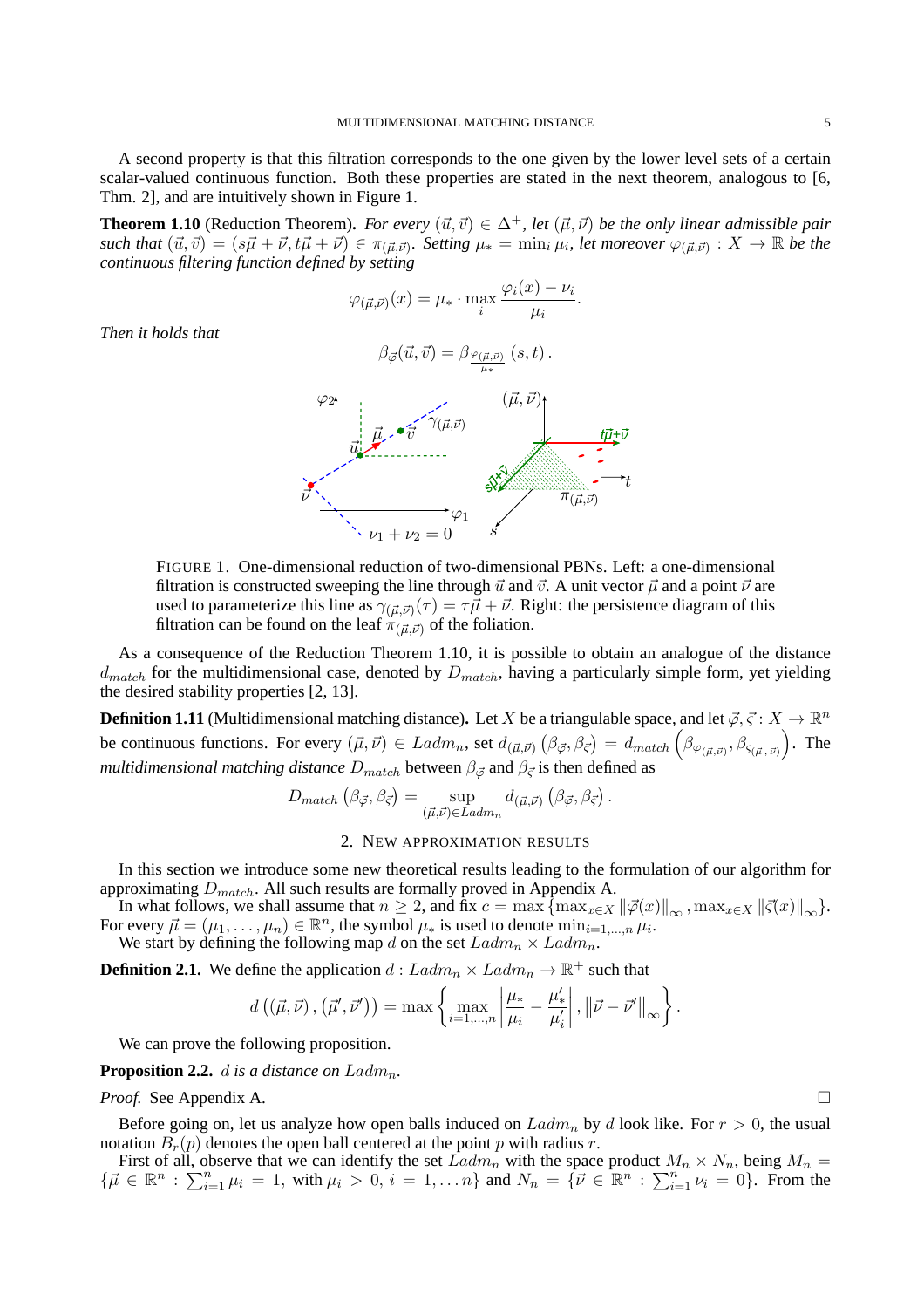A second property is that this filtration corresponds to the one given by the lower level sets of a certain scalar-valued continuous function. Both these properties are stated in the next theorem, analogous to [6, Thm. 2], and are intuitively shown in Figure 1.

**Theorem 1.10** (Reduction Theorem). *For every $(\vec{u},\vec{v}) \in \Delta^+$, let $(\vec{\mu},\vec{\nu})$ be the only linear admissible pair such that $(\vec{u},\vec{v}) = (s\vec{\mu}+\vec{\nu}, t\vec{\mu}+\vec{\nu}) \in \pi_{(\vec{\mu},\vec{\nu})}$. Setting $\mu_* = \min_i \mu_i$, let moreover $\varphi_{(\vec{\mu},\vec{\nu})} : X \to \mathbb{R}$ be the continuous filtering function defined by setting*

$$\varphi_{(\vec{\mu},\vec{\nu})}(x) = \mu_* \cdot \max_i \frac{\varphi_i(x) - \nu_i}{\mu_i}.$$

*Then it holds that*

$$\beta_{\vec{\varphi}}(\vec{u},\vec{v}) = \beta_{\frac{\varphi_{(\vec{\mu},\vec{\nu})}}{\mu_*}}(s,t).$$

FIGURE 1. One-dimensional reduction of two-dimensional PBNs. Left: a one-dimensional filtration is constructed sweeping the line through $\vec{u}$ and $\vec{v}$. A unit vector $\vec{\mu}$ and a point $\vec{\nu}$ are used to parameterize this line as $\gamma_{(\vec{\mu},\vec{\nu})}(\tau) = \tau\vec{\mu} + \vec{\nu}$. Right: the persistence diagram of this filtration can be found on the leaf $\pi_{(\vec{\mu},\vec{\nu})}$ of the foliation.

As a consequence of the Reduction Theorem 1.10, it is possible to obtain an analogue of the distance $d_{match}$ for the multidimensional case, denoted by $D_{match}$, having a particularly simple form, yet yielding the desired stability properties [2, 13].

**Definition 1.11** (Multidimensional matching distance). Let $X$ be a triangulable space, and let $\vec{\varphi}, \vec{\varsigma} \colon X \to \mathbb{R}^n$ be continuous functions. For every $(\vec{\mu},\vec{\nu}) \in Ladm_n$, set $d_{(\vec{\mu},\vec{\nu})}\left(\beta_{\vec{\varphi}}, \beta_{\vec{\varsigma}}\right) = d_{match}\left(\beta_{\varphi_{(\vec{\mu},\vec{\nu})}}, \beta_{\varsigma_{(\vec{\mu},\vec{\nu})}}\right)$. The *multidimensional matching distance* $D_{match}$ between $\beta_{\vec{\varphi}}$ and $\beta_{\vec{\varsigma}}$ is then defined as

$$D_{match}\left(\beta_{\vec{\varphi}}, \beta_{\vec{\varsigma}}\right) = \sup_{(\vec{\mu},\vec{\nu}) \in Ladm_n} d_{(\vec{\mu},\vec{\nu})}\left(\beta_{\vec{\varphi}}, \beta_{\vec{\varsigma}}\right).$$

## 2. NEW APPROXIMATION RESULTS

In this section we introduce some new theoretical results leading to the formulation of our algorithm for approximating $D_{match}$. All such results are formally proved in Appendix A.

In what follows, we shall assume that $n \geq 2$, and fix $c = \max\left\{\max_{x\in X}\|\vec{\varphi}(x)\|_\infty, \max_{x\in X}\|\vec{\varsigma}(x)\|_\infty\right\}$. For every $\vec{\mu} = (\mu_1,\ldots,\mu_n) \in \mathbb{R}^n$, the symbol $\mu_*$ is used to denote $\min_{i=1,\ldots,n}\mu_i$.

We start by defining the following map $d$ on the set $Ladm_n \times Ladm_n$.

**Definition 2.1.** We define the application $d : Ladm_n \times Ladm_n \to \mathbb{R}^+$ such that

$$d\left((\vec{\mu},\vec{\nu}),(\vec{\mu}',\vec{\nu}')\right) = \max\left\{\max_{i=1,\ldots,n}\left|\frac{\mu_*}{\mu_i} - \frac{\mu'_*}{\mu'_i}\right|, \left\|\vec{\nu}-\vec{\nu}'\right\|_\infty\right\}.$$

We can prove the following proposition.

**Proposition 2.2.** *$d$ is a distance on $Ladm_n$.*

*Proof.* See Appendix A. □

Before going on, let us analyze how open balls induced on $Ladm_n$ by $d$ look like. For $r > 0$, the usual notation $B_r(p)$ denotes the open ball centered at the point $p$ with radius $r$.

First of all, observe that we can identify the set $Ladm_n$ with the space product $M_n \times N_n$, being $M_n = \{\vec{\mu} \in \mathbb{R}^n : \sum_{i=1}^n \mu_i = 1,$ with $\mu_i > 0,\ i = 1,\ldots n\}$ and $N_n = \{\vec{\nu} \in \mathbb{R}^n : \sum_{i=1}^n \nu_i = 0\}$. From the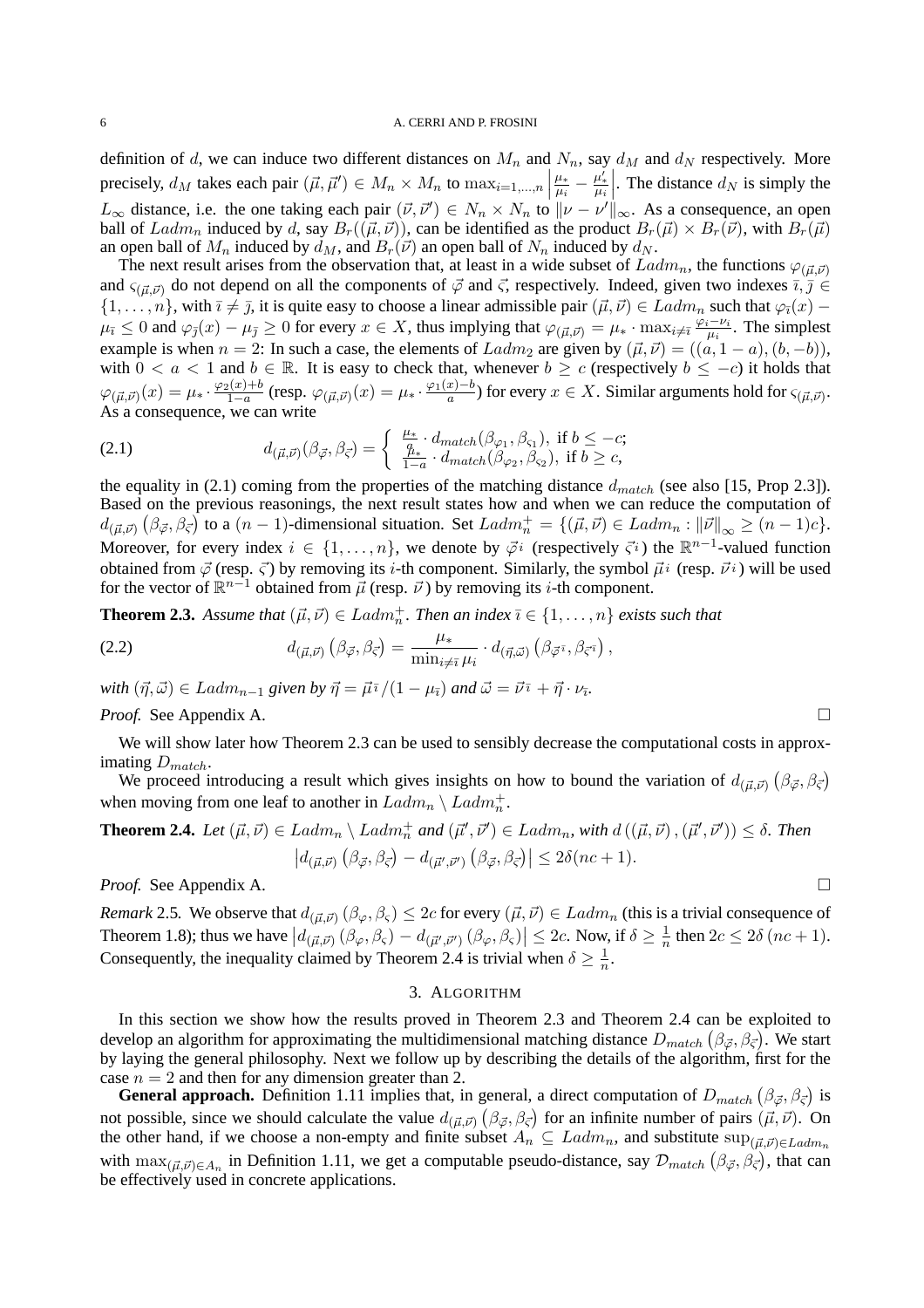definition of $d$, we can induce two different distances on $M_n$ and $N_n$, say $d_M$ and $d_N$ respectively. More precisely, $d_M$ takes each pair $(\vec{\mu}, \vec{\mu}') \in M_n \times M_n$ to $\max_{i=1,\ldots,n} \left| \frac{\mu_*}{\mu_i} - \frac{\mu_*'}{\mu_i'} \right|$. The distance $d_N$ is simply the $L_\infty$ distance, i.e. the one taking each pair $(\vec{\nu}, \vec{\nu}') \in N_n \times N_n$ to $\|\nu - \nu'\|_\infty$. As a consequence, an open ball of $Ladm_n$ induced by $d$, say $B_r((\vec{\mu}, \vec{\nu}))$, can be identified as the product $B_r(\vec{\mu}) \times B_r(\vec{\nu})$, with $B_r(\vec{\mu})$ an open ball of $M_n$ induced by $d_M$, and $B_r(\vec{\nu})$ an open ball of $N_n$ induced by $d_N$.

The next result arises from the observation that, at least in a wide subset of $Ladm_n$, the functions $\varphi_{(\vec{\mu},\vec{\nu})}$ and $\varsigma_{(\vec{\mu},\vec{\nu})}$ do not depend on all the components of $\vec{\varphi}$ and $\vec{\varsigma}$, respectively. Indeed, given two indexes $\bar{\imath}, \bar{\jmath} \in \{1, \ldots, n\}$, with $\bar{\imath} \neq \bar{\jmath}$, it is quite easy to choose a linear admissible pair $(\vec{\mu}, \vec{\nu}) \in Ladm_n$ such that $\varphi_{\bar{\imath}}(x) - \mu_{\bar{\imath}} \leq 0$ and $\varphi_{\bar{\jmath}}(x) - \mu_{\bar{\jmath}} \geq 0$ for every $x \in X$, thus implying that $\varphi_{(\vec{\mu},\vec{\nu})} = \mu_* \cdot \max_{i \neq \bar{\imath}} \frac{\varphi_i - \nu_i}{\mu_i}$. The simplest example is when $n = 2$: In such a case, the elements of $Ladm_2$ are given by $(\vec{\mu}, \vec{\nu}) = ((a, 1-a), (b, -b))$, with $0 < a < 1$ and $b \in \mathbb{R}$. It is easy to check that, whenever $b \geq c$ (respectively $b \leq -c$) it holds that $\varphi_{(\vec{\mu},\vec{\nu})}(x) = \mu_* \cdot \frac{\varphi_2(x)+b}{1-a}$ (resp. $\varphi_{(\vec{\mu},\vec{\nu})}(x) = \mu_* \cdot \frac{\varphi_1(x)-b}{a}$) for every $x \in X$. Similar arguments hold for $\varsigma_{(\vec{\mu},\vec{\nu})}$. As a consequence, we can write

$$d_{(\vec{\mu},\vec{\nu})}(\beta_{\vec{\varphi}}, \beta_{\vec{\varsigma}}) = \begin{cases} \frac{\mu_*}{a} \cdot d_{match}(\beta_{\varphi_1}, \beta_{\varsigma_1}), & \text{if } b \leq -c; \\ \frac{\mu_*}{1-a} \cdot d_{match}(\beta_{\varphi_2}, \beta_{\varsigma_2}), & \text{if } b \geq c, \end{cases} \tag{2.1}$$

the equality in (2.1) coming from the properties of the matching distance $d_{match}$ (see also [15, Prop 2.3]). Based on the previous reasonings, the next result states how and when we can reduce the computation of $d_{(\vec{\mu},\vec{\nu})}\left(\beta_{\vec{\varphi}}, \beta_{\vec{\varsigma}}\right)$ to a $(n-1)$-dimensional situation. Set $Ladm_n^+ = \{(\vec{\mu}, \vec{\nu}) \in Ladm_n : \|\vec{\nu}\|_\infty \geq (n-1)c\}$. Moreover, for every index $i \in \{1, \ldots, n\}$, we denote by $\vec{\varphi}^{\,\hat{\imath}}$ (respectively $\vec{\varsigma}^{\,\hat{\imath}}$) the $\mathbb{R}^{n-1}$-valued function obtained from $\vec{\varphi}$ (resp. $\vec{\varsigma}$) by removing its $i$-th component. Similarly, the symbol $\vec{\mu}^{\,\hat{\imath}}$ (resp. $\vec{\nu}^{\,\hat{\imath}}$) will be used for the vector of $\mathbb{R}^{n-1}$ obtained from $\vec{\mu}$ (resp. $\vec{\nu}$) by removing its $i$-th component.

**Theorem 2.3.** *Assume that $(\vec{\mu}, \vec{\nu}) \in Ladm_n^+$. Then an index $\bar{\imath} \in \{1, \ldots, n\}$ exists such that*

$$d_{(\vec{\mu},\vec{\nu})}\left(\beta_{\vec{\varphi}}, \beta_{\vec{\varsigma}}\right) = \frac{\mu_*}{\min_{i \neq \bar{\imath}} \mu_i} \cdot d_{(\vec{\eta},\vec{\omega})}\left(\beta_{\vec{\varphi}^{\,\hat{\bar{\imath}}}}, \beta_{\vec{\varsigma}^{\,\hat{\bar{\imath}}}}\right), \tag{2.2}$$

*with $(\vec{\eta}, \vec{\omega}) \in Ladm_{n-1}$ given by $\vec{\eta} = \vec{\mu}^{\,\hat{\bar{\imath}}}/(1 - \mu_{\bar{\imath}})$ and $\vec{\omega} = \vec{\nu}^{\,\hat{\bar{\imath}}} + \vec{\eta} \cdot \nu_{\bar{\imath}}$.*

*Proof.* See Appendix A. □

We will show later how Theorem 2.3 can be used to sensibly decrease the computational costs in approximating $D_{match}$.

We proceed introducing a result which gives insights on how to bound the variation of $d_{(\vec{\mu},\vec{\nu})}\left(\beta_{\vec{\varphi}}, \beta_{\vec{\varsigma}}\right)$ when moving from one leaf to another in $Ladm_n \setminus Ladm_n^+$.

**Theorem 2.4.** *Let $(\vec{\mu}, \vec{\nu}) \in Ladm_n \setminus Ladm_n^+$ and $(\vec{\mu}', \vec{\nu}') \in Ladm_n$, with $d\left((\vec{\mu}, \vec{\nu}), (\vec{\mu}', \vec{\nu}')\right) \leq \delta$. Then*

$$\left| d_{(\vec{\mu},\vec{\nu})}\left(\beta_{\vec{\varphi}}, \beta_{\vec{\varsigma}}\right) - d_{(\vec{\mu}',\vec{\nu}')}\left(\beta_{\vec{\varphi}}, \beta_{\vec{\varsigma}}\right) \right| \leq 2\delta(nc+1).$$

*Proof.* See Appendix A. □

*Remark* 2.5. We observe that $d_{(\vec{\mu},\vec{\nu})}\left(\beta_\varphi, \beta_\varsigma\right) \leq 2c$ for every $(\vec{\mu}, \vec{\nu}) \in Ladm_n$ (this is a trivial consequence of Theorem 1.8); thus we have $\left| d_{(\vec{\mu},\vec{\nu})}\left(\beta_\varphi, \beta_\varsigma\right) - d_{(\vec{\mu}',\vec{\nu}')}\left(\beta_\varphi, \beta_\varsigma\right) \right| \leq 2c$. Now, if $\delta \geq \frac{1}{n}$ then $2c \leq 2\delta\left(nc+1\right)$. Consequently, the inequality claimed by Theorem 2.4 is trivial when $\delta \geq \frac{1}{n}$.

## 3. Algorithm

In this section we show how the results proved in Theorem 2.3 and Theorem 2.4 can be exploited to develop an algorithm for approximating the multidimensional matching distance $D_{match}\left(\beta_{\vec{\varphi}}, \beta_{\vec{\varsigma}}\right)$. We start by laying the general philosophy. Next we follow up by describing the details of the algorithm, first for the case $n = 2$ and then for any dimension greater than 2.

**General approach.** Definition 1.11 implies that, in general, a direct computation of $D_{match}\left(\beta_{\vec{\varphi}}, \beta_{\vec{\varsigma}}\right)$ is not possible, since we should calculate the value $d_{(\vec{\mu},\vec{\nu})}\left(\beta_{\vec{\varphi}}, \beta_{\vec{\varsigma}}\right)$ for an infinite number of pairs $(\vec{\mu}, \vec{\nu})$. On the other hand, if we choose a non-empty and finite subset $A_n \subseteq Ladm_n$, and substitute $\sup_{(\vec{\mu},\vec{\nu}) \in Ladm_n}$ with $\max_{(\vec{\mu},\vec{\nu}) \in A_n}$ in Definition 1.11, we get a computable pseudo-distance, say $\mathcal{D}_{match}\left(\beta_{\vec{\varphi}}, \beta_{\vec{\varsigma}}\right)$, that can be effectively used in concrete applications.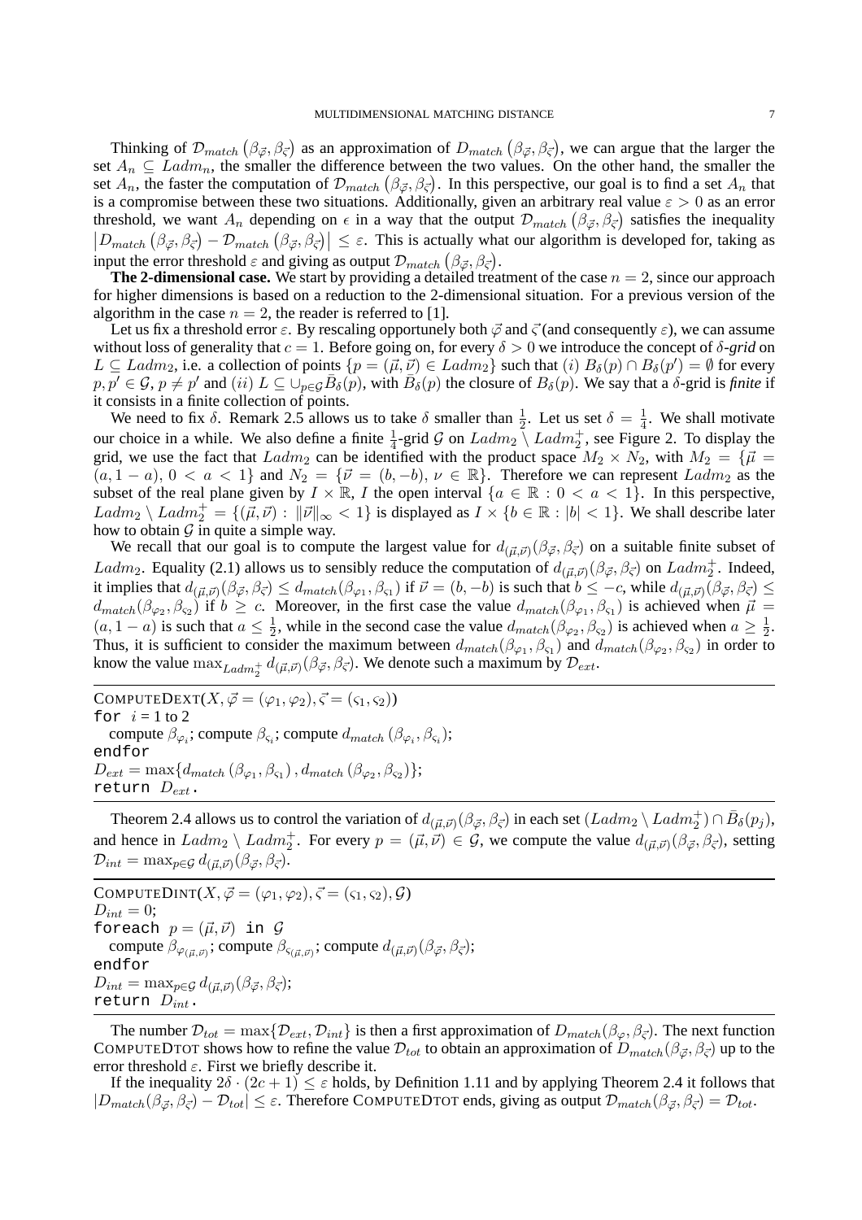Thinking of $\mathcal{D}_{match}\left(\beta_{\vec{\varphi}}, \beta_{\vec{\varsigma}}\right)$ as an approximation of $D_{match}\left(\beta_{\vec{\varphi}}, \beta_{\vec{\varsigma}}\right)$, we can argue that the larger the set $A_n \subseteq Ladm_n$, the smaller the difference between the two values. On the other hand, the smaller the set $A_n$, the faster the computation of $\mathcal{D}_{match}\left(\beta_{\vec{\varphi}}, \beta_{\vec{\varsigma}}\right)$. In this perspective, our goal is to find a set $A_n$ that is a compromise between these two situations. Additionally, given an arbitrary real value $\varepsilon > 0$ as an error threshold, we want $A_n$ depending on $\epsilon$ in a way that the output $\mathcal{D}_{match}\left(\beta_{\vec{\varphi}}, \beta_{\vec{\varsigma}}\right)$ satisfies the inequality $\left|D_{match}\left(\beta_{\vec{\varphi}}, \beta_{\vec{\varsigma}}\right) - \mathcal{D}_{match}\left(\beta_{\vec{\varphi}}, \beta_{\vec{\varsigma}}\right)\right| \leq \varepsilon$. This is actually what our algorithm is developed for, taking as input the error threshold $\varepsilon$ and giving as output $\mathcal{D}_{match}\left(\beta_{\vec{\varphi}}, \beta_{\vec{\varsigma}}\right)$.

**The 2-dimensional case.** We start by providing a detailed treatment of the case $n = 2$, since our approach for higher dimensions is based on a reduction to the 2-dimensional situation. For a previous version of the algorithm in the case $n = 2$, the reader is referred to [1].

Let us fix a threshold error $\varepsilon$. By rescaling opportunely both $\vec{\varphi}$ and $\vec{\varsigma}$ (and consequently $\varepsilon$), we can assume without loss of generality that $c = 1$. Before going on, for every $\delta > 0$ we introduce the concept of $\delta$-*grid* on $L \subseteq Ladm_2$, i.e. a collection of points $\{p = (\vec{\mu}, \vec{\nu}) \in Ladm_2\}$ such that $(i)$ $B_\delta(p) \cap B_\delta(p') = \emptyset$ for every $p, p' \in \mathcal{G}$, $p \neq p'$ and $(ii)$ $L \subseteq \cup_{p \in \mathcal{G}} \bar{B}_\delta(p)$, with $\bar{B}_\delta(p)$ the closure of $B_\delta(p)$. We say that a $\delta$-grid is *finite* if it consists in a finite collection of points.

We need to fix $\delta$. Remark 2.5 allows us to take $\delta$ smaller than $\frac{1}{2}$. Let us set $\delta = \frac{1}{4}$. We shall motivate our choice in a while. We also define a finite $\frac{1}{4}$-grid $\mathcal{G}$ on $Ladm_2 \setminus Ladm_2^+$, see Figure 2. To display the grid, we use the fact that $Ladm_2$ can be identified with the product space $M_2 \times N_2$, with $M_2 = \{\vec{\mu} = (a, 1-a),\ 0 < a < 1\}$ and $N_2 = \{\vec{\nu} = (b, -b),\ \nu \in \mathbb{R}\}$. Therefore we can represent $Ladm_2$ as the subset of the real plane given by $I \times \mathbb{R}$, $I$ the open interval $\{a \in \mathbb{R} : 0 < a < 1\}$. In this perspective, $Ladm_2 \setminus Ladm_2^+ = \{(\vec{\mu}, \vec{\nu}) : \|\vec{\nu}\|_\infty < 1\}$ is displayed as $I \times \{b \in \mathbb{R} : |b| < 1\}$. We shall describe later how to obtain $\mathcal{G}$ in quite a simple way.

We recall that our goal is to compute the largest value for $d_{(\vec{\mu},\vec{\nu})}(\beta_{\vec{\varphi}}, \beta_{\vec{\varsigma}})$ on a suitable finite subset of $Ladm_2$. Equality (2.1) allows us to sensibly reduce the computation of $d_{(\vec{\mu},\vec{\nu})}(\beta_{\vec{\varphi}}, \beta_{\vec{\varsigma}})$ on $Ladm_2^+$. Indeed, it implies that $d_{(\vec{\mu},\vec{\nu})}(\beta_{\vec{\varphi}}, \beta_{\vec{\varsigma}}) \leq d_{match}(\beta_{\varphi_1}, \beta_{\varsigma_1})$ if $\vec{\nu} = (b, -b)$ is such that $b \leq -c$, while $d_{(\vec{\mu},\vec{\nu})}(\beta_{\vec{\varphi}}, \beta_{\vec{\varsigma}}) \leq d_{match}(\beta_{\varphi_2}, \beta_{\varsigma_2})$ if $b \geq c$. Moreover, in the first case the value $d_{match}(\beta_{\varphi_1}, \beta_{\varsigma_1})$ is achieved when $\vec{\mu} = (a, 1-a)$ is such that $a \leq \frac{1}{2}$, while in the second case the value $d_{match}(\beta_{\varphi_2}, \beta_{\varsigma_2})$ is achieved when $a \geq \frac{1}{2}$. Thus, it is sufficient to consider the maximum between $d_{match}(\beta_{\varphi_1}, \beta_{\varsigma_1})$ and $d_{match}(\beta_{\varphi_2}, \beta_{\varsigma_2})$ in order to know the value $\max_{Ladm_2^+} d_{(\vec{\mu},\vec{\nu})}(\beta_{\vec{\varphi}}, \beta_{\vec{\varsigma}})$. We denote such a maximum by $\mathcal{D}_{ext}$.

```
COMPUTEDEXT(X, φ⃗ = (φ1, φ2), ς⃗ = (ς1, ς2))
for i = 1 to 2
   compute β_{φ_i}; compute β_{ς_i}; compute d_match(β_{φ_i}, β_{ς_i});
endfor
D_ext = max{d_match(β_{φ_1}, β_{ς_1}), d_match(β_{φ_2}, β_{ς_2})};
return D_ext.
```

Theorem 2.4 allows us to control the variation of $d_{(\vec{\mu},\vec{\nu})}(\beta_{\vec{\varphi}}, \beta_{\vec{\varsigma}})$ in each set $(Ladm_2 \setminus Ladm_2^+) \cap \bar{B}_\delta(p_j)$, and hence in $Ladm_2 \setminus Ladm_2^+$. For every $p = (\vec{\mu}, \vec{\nu}) \in \mathcal{G}$, we compute the value $d_{(\vec{\mu},\vec{\nu})}(\beta_{\vec{\varphi}}, \beta_{\vec{\varsigma}})$, setting $\mathcal{D}_{int} = \max_{p \in \mathcal{G}} d_{(\vec{\mu},\vec{\nu})}(\beta_{\vec{\varphi}}, \beta_{\vec{\varsigma}})$.

```
COMPUTEDINT(X, φ⃗ = (φ1, φ2), ς⃗ = (ς1, ς2), G)
D_int = 0;
foreach p = (μ⃗, ν⃗) in G
   compute β_{φ_(μ⃗,ν⃗)}; compute β_{ς_(μ⃗,ν⃗)}; compute d_(μ⃗,ν⃗)(β_φ⃗, β_ς⃗);
endfor
D_int = max_{p∈G} d_(μ⃗,ν⃗)(β_φ⃗, β_ς⃗);
return D_int.
```

The number $\mathcal{D}_{tot} = \max\{\mathcal{D}_{ext}, \mathcal{D}_{int}\}$ is then a first approximation of $D_{match}(\beta_{\varphi}, \beta_{\vec{\varsigma}})$. The next function COMPUTEDTOT shows how to refine the value $\mathcal{D}_{tot}$ to obtain an approximation of $D_{match}(\beta_{\vec{\varphi}}, \beta_{\vec{\varsigma}})$ up to the error threshold $\varepsilon$. First we briefly describe it.

If the inequality $2\delta \cdot (2c+1) \leq \varepsilon$ holds, by Definition 1.11 and by applying Theorem 2.4 it follows that $|D_{match}(\beta_{\vec{\varphi}}, \beta_{\vec{\varsigma}}) - \mathcal{D}_{tot}| \leq \varepsilon$. Therefore COMPUTEDTOT ends, giving as output $\mathcal{D}_{match}(\beta_{\vec{\varphi}}, \beta_{\vec{\varsigma}}) = \mathcal{D}_{tot}$.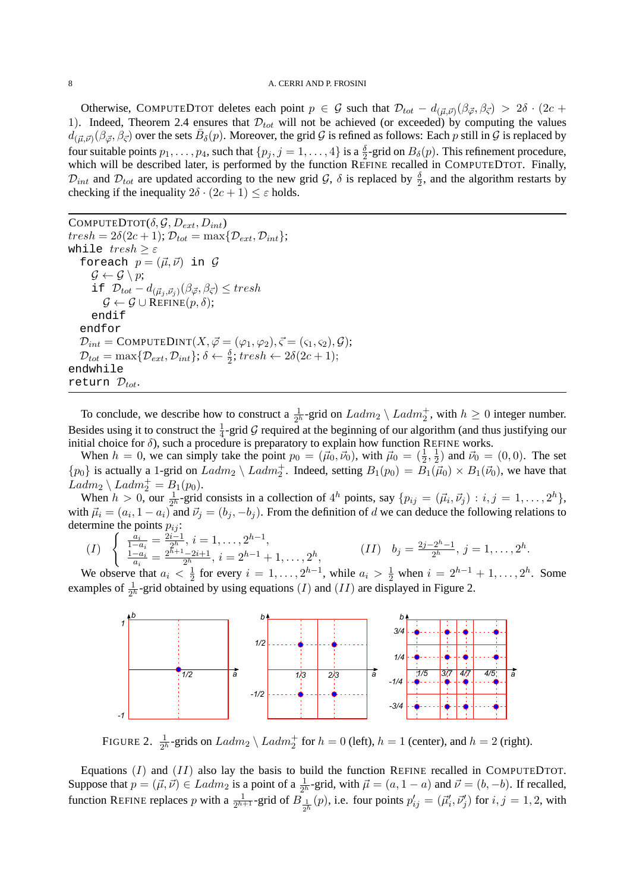Otherwise, ComputeDtot deletes each point $p \in \mathcal{G}$ such that $\mathcal{D}_{tot} - d_{(\vec{\mu},\vec{\nu})}(\beta_{\vec{\varphi}}, \beta_{\vec{\varsigma}}) > 2\delta \cdot (2c + 1)$. Indeed, Theorem 2.4 ensures that $\mathcal{D}_{tot}$ will not be achieved (or exceeded) by computing the values $d_{(\vec{\mu},\vec{\nu})}(\beta_{\vec{\varphi}}, \beta_{\vec{\varsigma}})$ over the sets $\bar{B}_\delta(p)$. Moreover, the grid $\mathcal{G}$ is refined as follows: Each $p$ still in $\mathcal{G}$ is replaced by four suitable points $p_1, \ldots, p_4$, such that $\{p_j, j = 1, \ldots, 4\}$ is a $\frac{\delta}{2}$-grid on $B_\delta(p)$. This refinement procedure, which will be described later, is performed by the function Refine recalled in ComputeDtot. Finally, $\mathcal{D}_{int}$ and $\mathcal{D}_{tot}$ are updated according to the new grid $\mathcal{G}$, $\delta$ is replaced by $\frac{\delta}{2}$, and the algorithm restarts by checking if the inequality $2\delta \cdot (2c + 1) \le \varepsilon$ holds.

```
ComputeDtot(δ, G, D_ext, D_int)
tresh = 2δ(2c+1); D_tot = max{D_ext, D_int};
while tresh ≥ ε
  foreach p = (μ⃗, ν⃗) in G
    G ← G \ p;
    if D_tot − d_(μ⃗_j,ν⃗_j)(β_φ⃗, β_ς⃗) ≤ tresh
      G ← G ∪ Refine(p, δ);
    endif
  endfor
  D_int = ComputeDint(X, φ⃗ = (φ1, φ2), ς⃗ = (ς1, ς2), G);
  D_tot = max{D_ext, D_int}; δ ← δ/2; tresh ← 2δ(2c+1);
endwhile
return D_tot.
```

To conclude, we describe how to construct a $\frac{1}{2^h}$-grid on $Ladm_2 \setminus Ladm_2^+$, with $h \ge 0$ integer number. Besides using it to construct the $\frac{1}{4}$-grid $\mathcal{G}$ required at the beginning of our algorithm (and thus justifying our initial choice for $\delta$), such a procedure is preparatory to explain how function Refine works.

When $h = 0$, we can simply take the point $p_0 = (\vec{\mu}_0, \vec{\nu}_0)$, with $\vec{\mu}_0 = (\frac{1}{2}, \frac{1}{2})$ and $\vec{\nu}_0 = (0, 0)$. The set $\{p_0\}$ is actually a 1-grid on $Ladm_2 \setminus Ladm_2^+$. Indeed, setting $B_1(p_0) = B_1(\vec{\mu}_0) \times B_1(\vec{\nu}_0)$, we have that $Ladm_2 \setminus Ladm_2^+ = B_1(p_0)$.

When $h > 0$, our $\frac{1}{2^h}$-grid consists in a collection of $4^h$ points, say $\{p_{ij} = (\vec{\mu}_i, \vec{\nu}_j) : i, j = 1, \ldots, 2^h\}$, with $\vec{\mu}_i = (a_i, 1 - a_i)$ and $\vec{\nu}_j = (b_j, -b_j)$. From the definition of $d$ we can deduce the following relations to determine the points $p_{ij}$:

$$
(I) \quad \begin{cases} \frac{a_i}{1-a_i} = \frac{2i-1}{2^h},\ i = 1, \ldots, 2^{h-1}, \\ \frac{1-a_i}{a_i} = \frac{2^{h+1}-2i+1}{2^h},\ i = 2^{h-1}+1, \ldots, 2^h, \end{cases} \qquad (II) \quad b_j = \frac{2j - 2^h - 1}{2^h},\ j = 1, \ldots, 2^h.
$$

We observe that $a_i < \frac{1}{2}$ for every $i = 1, \ldots, 2^{h-1}$, while $a_i > \frac{1}{2}$ when $i = 2^{h-1} + 1, \ldots, 2^h$. Some examples of $\frac{1}{2^h}$-grid obtained by using equations $(I)$ and $(II)$ are displayed in Figure 2.

Figure 2. $\frac{1}{2^h}$-grids on $Ladm_2 \setminus Ladm_2^+$ for $h = 0$ (left), $h = 1$ (center), and $h = 2$ (right).

Equations $(I)$ and $(II)$ also lay the basis to build the function Refine recalled in ComputeDtot. Suppose that $p = (\vec{\mu}, \vec{\nu}) \in Ladm_2$ is a point of a $\frac{1}{2^h}$-grid, with $\vec{\mu} = (a, 1 - a)$ and $\vec{\nu} = (b, -b)$. If recalled, function Refine replaces $p$ with a $\frac{1}{2^{h+1}}$-grid of $B_{\frac{1}{2^h}}(p)$, i.e. four points $p'_{ij} = (\vec{\mu}'_i, \vec{\nu}'_j)$ for $i, j = 1, 2$, with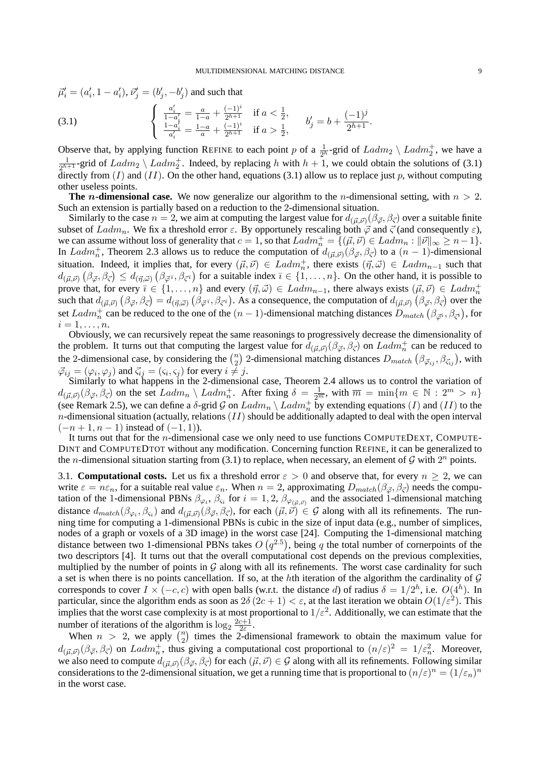$\vec{\mu}'_i = (a'_i, 1-a'_i)$, $\vec{\nu}'_j = (b'_j, -b'_j)$ and such that

$$
\begin{cases} \frac{a'_i}{1-a'_i} = \frac{a}{1-a} + \frac{(-1)^i}{2^{h+1}} & \text{if } a < \frac{1}{2}, \\ \frac{1-a'_i}{a'_i} = \frac{1-a}{a} + \frac{(-1)^i}{2^{h+1}} & \text{if } a > \frac{1}{2}, \end{cases} \qquad b'_j = b + \frac{(-1)^j}{2^{h+1}}. \tag{3.1}
$$

Observe that, by applying function REFINE to each point $p$ of a $\frac{1}{2^h}$-grid of $Ladm_2 \setminus Ladm_2^+$, we have a $\frac{1}{2^{h+1}}$-grid of $Ladm_2 \setminus Ladm_2^+$. Indeed, by replacing $h$ with $h+1$, we could obtain the solutions of (3.1) directly from $(I)$ and $(II)$. On the other hand, equations (3.1) allow us to replace just $p$, without computing other useless points.

**The $n$-dimensional case.** We now generalize our algorithm to the $n$-dimensional setting, with $n > 2$. Such an extension is partially based on a reduction to the 2-dimensional situation.

Similarly to the case $n = 2$, we aim at computing the largest value for $d_{(\vec{\mu},\vec{\nu})}(\beta_{\vec{\varphi}}, \beta_{\vec{\varsigma}})$ over a suitable finite subset of $Ladm_n$. We fix a threshold error $\varepsilon$. By opportunely rescaling both $\vec{\varphi}$ and $\vec{\varsigma}$ (and consequently $\varepsilon$), we can assume without loss of generality that $c = 1$, so that $Ladm_n^+ = \{(\vec{\mu},\vec{\nu}) \in Ladm_n : \|\vec{\nu}\|_\infty \geq n-1\}$. In $Ladm_n^+$, Theorem 2.3 allows us to reduce the computation of $d_{(\vec{\mu},\vec{\nu})}(\beta_{\vec{\varphi}}, \beta_{\vec{\varsigma}})$ to a $(n-1)$-dimensional situation. Indeed, it implies that, for every $(\vec{\mu},\vec{\nu}) \in Ladm_n^+$, there exists $(\vec{\eta},\vec{\omega}) \in Ladm_{n-1}$ such that $d_{(\vec{\mu},\vec{\nu})}\left(\beta_{\vec{\varphi}}, \beta_{\vec{\varsigma}}\right) \leq d_{(\vec{\eta},\vec{\omega})}\left(\beta_{\vec{\varphi}^{\bar{\imath}}}, \beta_{\vec{\varsigma}^{\bar{\imath}}}\right)$ for a suitable index $\bar{\imath} \in \{1, \ldots, n\}$. On the other hand, it is possible to prove that, for every $\bar{\imath} \in \{1, \ldots, n\}$ and every $(\vec{\eta},\vec{\omega}) \in Ladm_{n-1}$, there always exists $(\vec{\mu},\vec{\nu}) \in Ladm_n^+$ such that $d_{(\vec{\mu},\vec{\nu})}\left(\beta_{\vec{\varphi}}, \beta_{\vec{\varsigma}}\right) = d_{(\vec{\eta},\vec{\omega})}\left(\beta_{\vec{\varphi}^{\bar{\imath}}}, \beta_{\vec{\varsigma}^{\bar{\imath}}}\right)$. As a consequence, the computation of $d_{(\vec{\mu},\vec{\nu})}\left(\beta_{\vec{\varphi}}, \beta_{\vec{\varsigma}}\right)$ over the set $Ladm_n^+$ can be reduced to the one of the $(n-1)$-dimensional matching distances $D_{match}\left(\beta_{\vec{\varphi}^i}, \beta_{\vec{\varsigma}^i}\right)$, for $i = 1, \ldots, n$.

Obviously, we can recursively repeat the same reasonings to progressively decrease the dimensionality of the problem. It turns out that computing the largest value for $d_{(\vec{\mu},\vec{\nu})}(\beta_{\vec{\varphi}}, \beta_{\vec{\varsigma}})$ on $Ladm_n^+$ can be reduced to the 2-dimensional case, by considering the $\binom{n}{2}$ 2-dimensional matching distances $D_{match}\left(\beta_{\vec{\varphi}_{ij}}, \beta_{\vec{\varsigma}_{ij}}\right)$, with $\vec{\varphi}_{ij} = (\varphi_i, \varphi_j)$ and $\vec{\varsigma}_{ij} = (\varsigma_i, \varsigma_j)$ for every $i \neq j$.

Similarly to what happens in the 2-dimensional case, Theorem 2.4 allows us to control the variation of $d_{(\vec{\mu},\vec{\nu})}(\beta_{\vec{\varphi}}, \beta_{\vec{\varsigma}})$ on the set $Ladm_n \setminus Ladm_n^+$. After fixing $\delta = \frac{1}{2^{\overline{m}}}$, with $\overline{m} = \min\{m \in \mathbb{N} : 2^m > n\}$ (see Remark 2.5), we can define a $\delta$-grid $\mathcal{G}$ on $Ladm_n \setminus Ladm_n^+$ by extending equations $(I)$ and $(II)$ to the $n$-dimensional situation (actually, relations $(II)$ should be additionally adapted to deal with the open interval $(-n+1, n-1)$ instead of $(-1, 1)$).

It turns out that for the $n$-dimensional case we only need to use functions COMPUTEDEXT, COMPUTEDINT and COMPUTEDTOT without any modification. Concerning function REFINE, it can be generalized to the $n$-dimensional situation starting from (3.1) to replace, when necessary, an element of $\mathcal{G}$ with $2^n$ points.

## 3.1. Computational costs.

Let us fix a threshold error $\varepsilon > 0$ and observe that, for every $n \geq 2$, we can write $\varepsilon = n\varepsilon_n$, for a suitable real value $\varepsilon_n$. When $n = 2$, approximating $D_{match}(\beta_{\vec{\varphi}}, \beta_{\vec{\varsigma}})$ needs the computation of the 1-dimensional PBNs $\beta_{\varphi_i}$, $\beta_{\varsigma_i}$ for $i = 1, 2$, $\beta_{\varphi_{(\vec{\mu},\vec{\nu})}}$ and the associated 1-dimensional matching distance $d_{match}(\beta_{\varphi_i}, \beta_{\varsigma_i})$ and $d_{(\vec{\mu},\vec{\nu})}(\beta_{\vec{\varphi}}, \beta_{\vec{\varsigma}})$, for each $(\vec{\mu},\vec{\nu}) \in \mathcal{G}$ along with all its refinements. The running time for computing a 1-dimensional PBNs is cubic in the size of input data (e.g., number of simplices, nodes of a graph or voxels of a 3D image) in the worst case [24]. Computing the 1-dimensional matching distance between two 1-dimensional PBNs takes $O\left(q^{2.5}\right)$, being $q$ the total number of cornerpoints of the two descriptors [4]. It turns out that the overall computational cost depends on the previous complexities, multiplied by the number of points in $\mathcal{G}$ along with all its refinements. The worst case cardinality for such a set is when there is no points cancellation. If so, at the $h$th iteration of the algorithm the cardinality of $\mathcal{G}$ corresponds to cover $I \times (-c, c)$ with open balls (w.r.t. the distance $d$) of radius $\delta = 1/2^h$, i.e. $O(4^h)$. In particular, since the algorithm ends as soon as $2\delta\,(2c+1) < \varepsilon$, at the last iteration we obtain $O(1/\varepsilon^2)$. This implies that the worst case complexity is at most proportional to $1/\varepsilon^2$. Additionally, we can estimate that the number of iterations of the algorithm is $\log_2 \frac{2c+1}{2\varepsilon}$.

When $n > 2$, we apply $\binom{n}{2}$ times the 2-dimensional framework to obtain the maximum value for $d_{(\vec{\mu},\vec{\nu})}(\beta_{\vec{\varphi}}, \beta_{\vec{\varsigma}})$ on $Ladm_n^+$, thus giving a computational cost proportional to $(n/\varepsilon)^2 = 1/\varepsilon_n^2$. Moreover, we also need to compute $d_{(\vec{\mu},\vec{\nu})}(\beta_{\vec{\varphi}}, \beta_{\vec{\varsigma}})$ for each $(\vec{\mu},\vec{\nu}) \in \mathcal{G}$ along with all its refinements. Following similar considerations to the 2-dimensional situation, we get a running time that is proportional to $(n/\varepsilon)^n = (1/\varepsilon_n)^n$ in the worst case.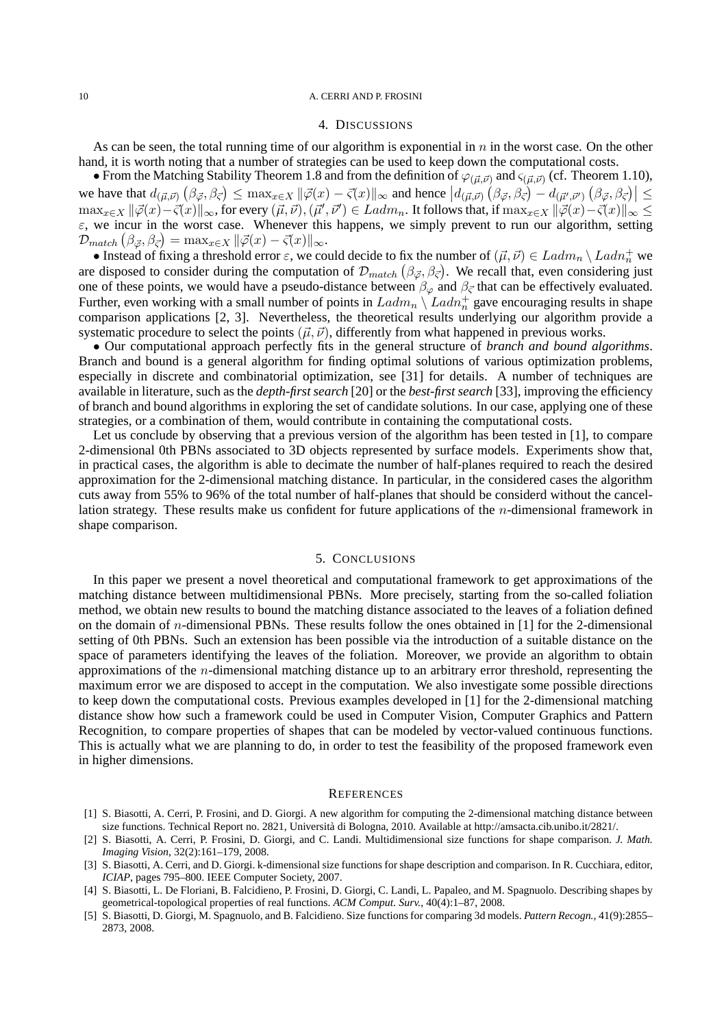## 4. Discussions

As can be seen, the total running time of our algorithm is exponential in $n$ in the worst case. On the other hand, it is worth noting that a number of strategies can be used to keep down the computational costs.

• From the Matching Stability Theorem 1.8 and from the definition of $\varphi_{(\vec{\mu},\vec{\nu})}$ and $\varsigma_{(\vec{\mu},\vec{\nu})}$ (cf. Theorem 1.10), we have that $d_{(\vec{\mu},\vec{\nu})}\left(\beta_{\vec{\varphi}},\beta_{\vec{\varsigma}}\right) \leq \max_{x\in X}\|\vec{\varphi}(x)-\vec{\varsigma}(x)\|_\infty$ and hence $\left|d_{(\vec{\mu},\vec{\nu})}\left(\beta_{\vec{\varphi}},\beta_{\vec{\varsigma}}\right) - d_{(\vec{\mu}',\vec{\nu}')}\left(\beta_{\vec{\varphi}},\beta_{\vec{\varsigma}}\right)\right| \leq \max_{x\in X}\|\vec{\varphi}(x)-\vec{\varsigma}(x)\|_\infty$, for every $(\vec{\mu},\vec{\nu}),(\vec{\mu}',\vec{\nu}') \in Ladm_n$. It follows that, if $\max_{x\in X}\|\vec{\varphi}(x)-\vec{\varsigma}(x)\|_\infty \leq \varepsilon$, we incur in the worst case. Whenever this happens, we simply prevent to run our algorithm, setting $\mathcal{D}_{match}\left(\beta_{\vec{\varphi}},\beta_{\vec{\varsigma}}\right) = \max_{x\in X}\|\vec{\varphi}(x)-\vec{\varsigma}(x)\|_\infty$.

• Instead of fixing a threshold error $\varepsilon$, we could decide to fix the number of $(\vec{\mu},\vec{\nu}) \in Ladm_n \setminus Ladn_n^+$ we are disposed to consider during the computation of $\mathcal{D}_{match}\left(\beta_{\vec{\varphi}},\beta_{\vec{\varsigma}}\right)$. We recall that, even considering just one of these points, we would have a pseudo-distance between $\beta_{\varphi}$ and $\beta_{\vec{\varsigma}}$ that can be effectively evaluated. Further, even working with a small number of points in $Ladm_n \setminus Ladn_n^+$ gave encouraging results in shape comparison applications [2, 3]. Nevertheless, the theoretical results underlying our algorithm provide a systematic procedure to select the points $(\vec{\mu},\vec{\nu})$, differently from what happened in previous works.

• Our computational approach perfectly fits in the general structure of *branch and bound algorithms*. Branch and bound is a general algorithm for finding optimal solutions of various optimization problems, especially in discrete and combinatorial optimization, see [31] for details. A number of techniques are available in literature, such as the ***depth-first search*** [20] or the ***best-first search*** [33], improving the efficiency of branch and bound algorithms in exploring the set of candidate solutions. In our case, applying one of these strategies, or a combination of them, would contribute in containing the computational costs.

Let us conclude by observing that a previous version of the algorithm has been tested in [1], to compare 2-dimensional 0th PBNs associated to 3D objects represented by surface models. Experiments show that, in practical cases, the algorithm is able to decimate the number of half-planes required to reach the desired approximation for the 2-dimensional matching distance. In particular, in the considered cases the algorithm cuts away from 55% to 96% of the total number of half-planes that should be considerd without the cancellation strategy. These results make us confident for future applications of the $n$-dimensional framework in shape comparison.

## 5. Conclusions

In this paper we present a novel theoretical and computational framework to get approximations of the matching distance between multidimensional PBNs. More precisely, starting from the so-called foliation method, we obtain new results to bound the matching distance associated to the leaves of a foliation defined on the domain of $n$-dimensional PBNs. These results follow the ones obtained in [1] for the 2-dimensional setting of 0th PBNs. Such an extension has been possible via the introduction of a suitable distance on the space of parameters identifying the leaves of the foliation. Moreover, we provide an algorithm to obtain approximations of the $n$-dimensional matching distance up to an arbitrary error threshold, representing the maximum error we are disposed to accept in the computation. We also investigate some possible directions to keep down the computational costs. Previous examples developed in [1] for the 2-dimensional matching distance show how such a framework could be used in Computer Vision, Computer Graphics and Pattern Recognition, to compare properties of shapes that can be modeled by vector-valued continuous functions. This is actually what we are planning to do, in order to test the feasibility of the proposed framework even in higher dimensions.

## References

[1] S. Biasotti, A. Cerri, P. Frosini, and D. Giorgi. A new algorithm for computing the 2-dimensional matching distance between size functions. Technical Report no. 2821, Università di Bologna, 2010. Available at http://amsacta.cib.unibo.it/2821/.

[2] S. Biasotti, A. Cerri, P. Frosini, D. Giorgi, and C. Landi. Multidimensional size functions for shape comparison. *J. Math. Imaging Vision*, 32(2):161–179, 2008.

[3] S. Biasotti, A. Cerri, and D. Giorgi. k-dimensional size functions for shape description and comparison. In R. Cucchiara, editor, *ICIAP*, pages 795–800. IEEE Computer Society, 2007.

[4] S. Biasotti, L. De Floriani, B. Falcidieno, P. Frosini, D. Giorgi, C. Landi, L. Papaleo, and M. Spagnuolo. Describing shapes by geometrical-topological properties of real functions. *ACM Comput. Surv.*, 40(4):1–87, 2008.

[5] S. Biasotti, D. Giorgi, M. Spagnuolo, and B. Falcidieno. Size functions for comparing 3d models. *Pattern Recogn.*, 41(9):2855–2873, 2008.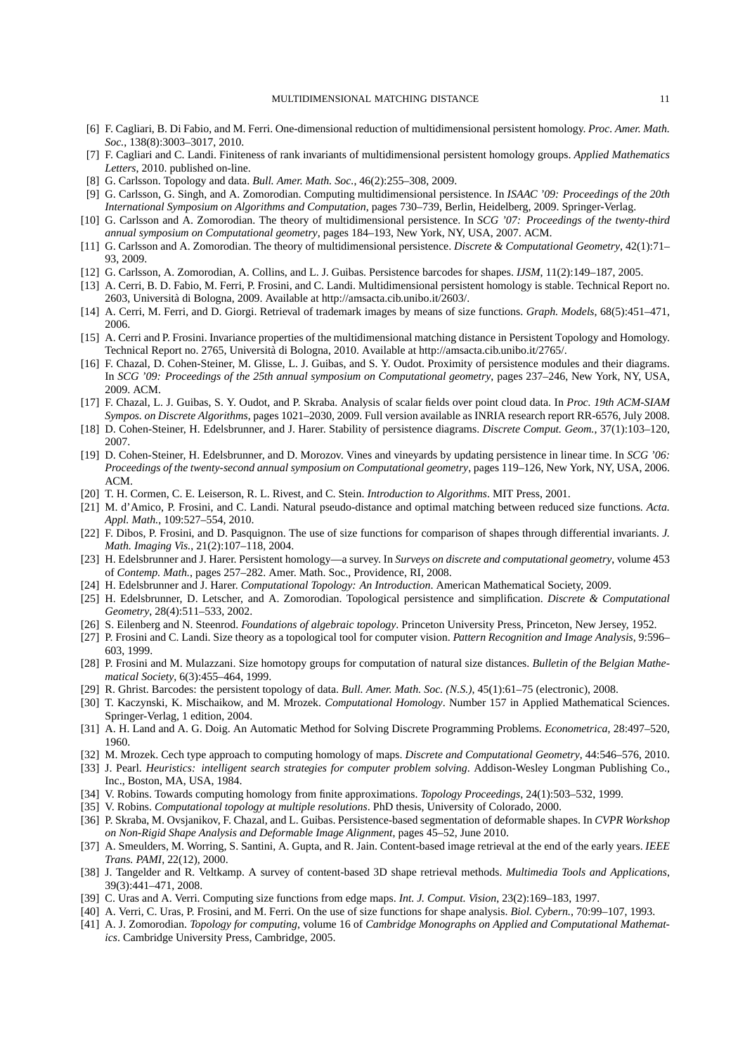[6] F. Cagliari, B. Di Fabio, and M. Ferri. One-dimensional reduction of multidimensional persistent homology. *Proc. Amer. Math. Soc.*, 138(8):3003–3017, 2010.

[7] F. Cagliari and C. Landi. Finiteness of rank invariants of multidimensional persistent homology groups. *Applied Mathematics Letters*, 2010. published on-line.

[8] G. Carlsson. Topology and data. *Bull. Amer. Math. Soc.*, 46(2):255–308, 2009.

[9] G. Carlsson, G. Singh, and A. Zomorodian. Computing multidimensional persistence. In *ISAAC '09: Proceedings of the 20th International Symposium on Algorithms and Computation*, pages 730–739, Berlin, Heidelberg, 2009. Springer-Verlag.

[10] G. Carlsson and A. Zomorodian. The theory of multidimensional persistence. In *SCG '07: Proceedings of the twenty-third annual symposium on Computational geometry*, pages 184–193, New York, NY, USA, 2007. ACM.

[11] G. Carlsson and A. Zomorodian. The theory of multidimensional persistence. *Discrete & Computational Geometry*, 42(1):71–93, 2009.

[12] G. Carlsson, A. Zomorodian, A. Collins, and L. J. Guibas. Persistence barcodes for shapes. *IJSM*, 11(2):149–187, 2005.

[13] A. Cerri, B. D. Fabio, M. Ferri, P. Frosini, and C. Landi. Multidimensional persistent homology is stable. Technical Report no. 2603, Università di Bologna, 2009. Available at http://amsacta.cib.unibo.it/2603/.

[14] A. Cerri, M. Ferri, and D. Giorgi. Retrieval of trademark images by means of size functions. *Graph. Models*, 68(5):451–471, 2006.

[15] A. Cerri and P. Frosini. Invariance properties of the multidimensional matching distance in Persistent Topology and Homology. Technical Report no. 2765, Università di Bologna, 2010. Available at http://amsacta.cib.unibo.it/2765/.

[16] F. Chazal, D. Cohen-Steiner, M. Glisse, L. J. Guibas, and S. Y. Oudot. Proximity of persistence modules and their diagrams. In *SCG '09: Proceedings of the 25th annual symposium on Computational geometry*, pages 237–246, New York, NY, USA, 2009. ACM.

[17] F. Chazal, L. J. Guibas, S. Y. Oudot, and P. Skraba. Analysis of scalar fields over point cloud data. In *Proc. 19th ACM-SIAM Sympos. on Discrete Algorithms*, pages 1021–2030, 2009. Full version available as INRIA research report RR-6576, July 2008.

[18] D. Cohen-Steiner, H. Edelsbrunner, and J. Harer. Stability of persistence diagrams. *Discrete Comput. Geom.*, 37(1):103–120, 2007.

[19] D. Cohen-Steiner, H. Edelsbrunner, and D. Morozov. Vines and vineyards by updating persistence in linear time. In *SCG '06: Proceedings of the twenty-second annual symposium on Computational geometry*, pages 119–126, New York, NY, USA, 2006. ACM.

[20] T. H. Cormen, C. E. Leiserson, R. L. Rivest, and C. Stein. *Introduction to Algorithms*. MIT Press, 2001.

[21] M. d'Amico, P. Frosini, and C. Landi. Natural pseudo-distance and optimal matching between reduced size functions. *Acta. Appl. Math.*, 109:527–554, 2010.

[22] F. Dibos, P. Frosini, and D. Pasquignon. The use of size functions for comparison of shapes through differential invariants. *J. Math. Imaging Vis.*, 21(2):107–118, 2004.

[23] H. Edelsbrunner and J. Harer. Persistent homology—a survey. In *Surveys on discrete and computational geometry*, volume 453 of *Contemp. Math.*, pages 257–282. Amer. Math. Soc., Providence, RI, 2008.

[24] H. Edelsbrunner and J. Harer. *Computational Topology: An Introduction*. American Mathematical Society, 2009.

[25] H. Edelsbrunner, D. Letscher, and A. Zomorodian. Topological persistence and simplification. *Discrete & Computational Geometry*, 28(4):511–533, 2002.

[26] S. Eilenberg and N. Steenrod. *Foundations of algebraic topology*. Princeton University Press, Princeton, New Jersey, 1952.

[27] P. Frosini and C. Landi. Size theory as a topological tool for computer vision. *Pattern Recognition and Image Analysis*, 9:596–603, 1999.

[28] P. Frosini and M. Mulazzani. Size homotopy groups for computation of natural size distances. *Bulletin of the Belgian Mathematical Society*, 6(3):455–464, 1999.

[29] R. Ghrist. Barcodes: the persistent topology of data. *Bull. Amer. Math. Soc. (N.S.)*, 45(1):61–75 (electronic), 2008.

[30] T. Kaczynski, K. Mischaikow, and M. Mrozek. *Computational Homology*. Number 157 in Applied Mathematical Sciences. Springer-Verlag, 1 edition, 2004.

[31] A. H. Land and A. G. Doig. An Automatic Method for Solving Discrete Programming Problems. *Econometrica*, 28:497–520, 1960.

[32] M. Mrozek. Cech type approach to computing homology of maps. *Discrete and Computational Geometry*, 44:546–576, 2010.

[33] J. Pearl. *Heuristics: intelligent search strategies for computer problem solving*. Addison-Wesley Longman Publishing Co., Inc., Boston, MA, USA, 1984.

[34] V. Robins. Towards computing homology from finite approximations. *Topology Proceedings*, 24(1):503–532, 1999.

[35] V. Robins. *Computational topology at multiple resolutions*. PhD thesis, University of Colorado, 2000.

[36] P. Skraba, M. Ovsjanikov, F. Chazal, and L. Guibas. Persistence-based segmentation of deformable shapes. In *CVPR Workshop on Non-Rigid Shape Analysis and Deformable Image Alignment*, pages 45–52, June 2010.

[37] A. Smeulders, M. Worring, S. Santini, A. Gupta, and R. Jain. Content-based image retrieval at the end of the early years. *IEEE Trans. PAMI*, 22(12), 2000.

[38] J. Tangelder and R. Veltkamp. A survey of content-based 3D shape retrieval methods. *Multimedia Tools and Applications*, 39(3):441–471, 2008.

[39] C. Uras and A. Verri. Computing size functions from edge maps. *Int. J. Comput. Vision*, 23(2):169–183, 1997.

[40] A. Verri, C. Uras, P. Frosini, and M. Ferri. On the use of size functions for shape analysis. *Biol. Cybern.*, 70:99–107, 1993.

[41] A. J. Zomorodian. *Topology for computing*, volume 16 of *Cambridge Monographs on Applied and Computational Mathematics*. Cambridge University Press, Cambridge, 2005.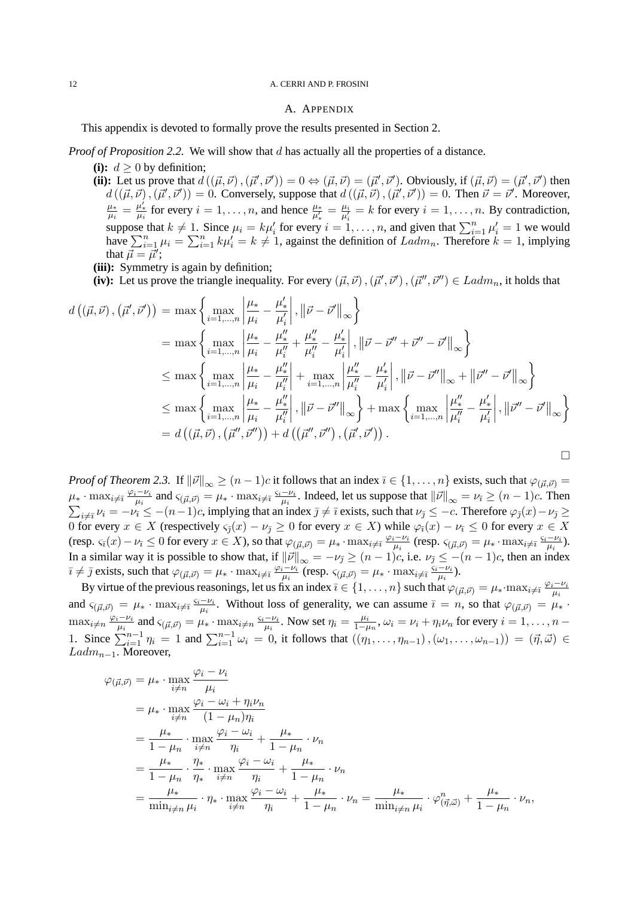## A. Appendix

This appendix is devoted to formally prove the results presented in Section 2.

*Proof of Proposition 2.2.* We will show that $d$ has actually all the properties of a distance.

- **(i):** $d \geq 0$ by definition;
- **(ii):** Let us prove that $d\left((\vec{\mu},\vec{\nu}),(\vec{\mu}',\vec{\nu}')\right) = 0 \Leftrightarrow (\vec{\mu},\vec{\nu}) = (\vec{\mu}',\vec{\nu}')$. Obviously, if $(\vec{\mu},\vec{\nu}) = (\vec{\mu}',\vec{\nu}')$ then $d\left((\vec{\mu},\vec{\nu}),(\vec{\mu}',\vec{\nu}')\right) = 0$. Conversely, suppose that $d\left((\vec{\mu},\vec{\nu}),(\vec{\mu}',\vec{\nu}')\right) = 0$. Then $\vec{\nu} = \vec{\nu}'$. Moreover, $\frac{\mu_*}{\mu_i} = \frac{\mu_*'}{\mu_i'}$ for every $i = 1,\ldots,n$, and hence $\frac{\mu_*}{\mu_*'} = \frac{\mu_i}{\mu_i'} = k$ for every $i = 1,\ldots,n$. By contradiction, suppose that $k \neq 1$. Since $\mu_i = k\mu_i'$ for every $i = 1,\ldots,n$, and given that $\sum_{i=1}^n \mu_i' = 1$ we would have $\sum_{i=1}^n \mu_i = \sum_{i=1}^n k\mu_i' = k \neq 1$, against the definition of $Ladm_n$. Therefore $k = 1$, implying that $\vec{\mu} = \vec{\mu}'$;
- **(iii):** Symmetry is again by definition;
- **(iv):** Let us prove the triangle inequality. For every $(\vec{\mu},\vec{\nu}),(\vec{\mu}',\vec{\nu}'),(\vec{\mu}'',\vec{\nu}'') \in Ladm_n$, it holds that

$$
\begin{aligned}
d\left((\vec{\mu},\vec{\nu}),(\vec{\mu}',\vec{\nu}')\right) &= \max\left\{\max_{i=1,\ldots,n}\left|\frac{\mu_*}{\mu_i} - \frac{\mu_*'}{\mu_i'}\right|, \left\|\vec{\nu}-\vec{\nu}'\right\|_\infty\right\} \\
&= \max\left\{\max_{i=1,\ldots,n}\left|\frac{\mu_*}{\mu_i} - \frac{\mu_*''}{\mu_i''} + \frac{\mu_*''}{\mu_i''} - \frac{\mu_*'}{\mu_i'}\right|, \left\|\vec{\nu}-\vec{\nu}''+\vec{\nu}''-\vec{\nu}'\right\|_\infty\right\} \\
&\leq \max\left\{\max_{i=1,\ldots,n}\left|\frac{\mu_*}{\mu_i} - \frac{\mu_*''}{\mu_i''}\right| + \max_{i=1,\ldots,n}\left|\frac{\mu_*''}{\mu_i''} - \frac{\mu_*'}{\mu_i'}\right|, \left\|\vec{\nu}-\vec{\nu}''\right\|_\infty + \left\|\vec{\nu}''-\vec{\nu}'\right\|_\infty\right\} \\
&\leq \max\left\{\max_{i=1,\ldots,n}\left|\frac{\mu_*}{\mu_i} - \frac{\mu_*''}{\mu_i''}\right|, \left\|\vec{\nu}-\vec{\nu}''\right\|_\infty\right\} + \max\left\{\max_{i=1,\ldots,n}\left|\frac{\mu_*''}{\mu_i''} - \frac{\mu_*'}{\mu_i'}\right|, \left\|\vec{\nu}''-\vec{\nu}'\right\|_\infty\right\} \\
&= d\left((\vec{\mu},\vec{\nu}),(\vec{\mu}'',\vec{\nu}'')\right) + d\left((\vec{\mu}'',\vec{\nu}''),(\vec{\mu}',\vec{\nu}')\right).
\end{aligned}
$$

□

*Proof of Theorem 2.3.* If $\|\vec{\nu}\|_\infty \geq (n-1)c$ it follows that an index $\bar{\imath} \in \{1,\ldots,n\}$ exists, such that $\varphi_{(\vec{\mu},\vec{\nu})} = \mu_* \cdot \max_{i\neq\bar{\imath}} \frac{\varphi_i - \nu_i}{\mu_i}$ and $\varsigma_{(\vec{\mu},\vec{\nu})} = \mu_* \cdot \max_{i\neq\bar{\imath}} \frac{\varsigma_i - \nu_i}{\mu_i}$. Indeed, let us suppose that $\|\vec{\nu}\|_\infty = \nu_{\bar{\imath}} \geq (n-1)c$. Then $\sum_{i\neq\bar{\imath}} \nu_i = -\nu_{\bar{\imath}} \leq -(n-1)c$, implying that an index $\bar{\jmath} \neq \bar{\imath}$ exists, such that $\nu_{\bar{\jmath}} \leq -c$. Therefore $\varphi_{\bar{\jmath}}(x) - \nu_{\bar{\jmath}} \geq 0$ for every $x \in X$ (respectively $\varsigma_{\bar{\jmath}}(x) - \nu_{\bar{\jmath}} \geq 0$ for every $x \in X$) while $\varphi_{\bar{\imath}}(x) - \nu_{\bar{\imath}} \leq 0$ for every $x \in X$ (resp. $\varsigma_{\bar{\imath}}(x) - \nu_{\bar{\imath}} \leq 0$ for every $x \in X$), so that $\varphi_{(\vec{\mu},\vec{\nu})} = \mu_* \cdot \max_{i\neq\bar{\imath}} \frac{\varphi_i - \nu_i}{\mu_i}$ (resp. $\varsigma_{(\vec{\mu},\vec{\nu})} = \mu_* \cdot \max_{i\neq\bar{\imath}} \frac{\varsigma_i - \nu_i}{\mu_i}$). In a similar way it is possible to show that, if $\|\vec{\nu}\|_\infty = -\nu_{\bar{\jmath}} \geq (n-1)c$, i.e. $\nu_{\bar{\jmath}} \leq -(n-1)c$, then an index $\bar{\imath} \neq \bar{\jmath}$ exists, such that $\varphi_{(\vec{\mu},\vec{\nu})} = \mu_* \cdot \max_{i\neq\bar{\imath}} \frac{\varphi_i - \nu_i}{\mu_i}$ (resp. $\varsigma_{(\vec{\mu},\vec{\nu})} = \mu_* \cdot \max_{i\neq\bar{\imath}} \frac{\varsigma_i - \nu_i}{\mu_i}$).

By virtue of the previous reasonings, let us fix an index $\bar{\imath} \in \{1,\ldots,n\}$ such that $\varphi_{(\vec{\mu},\vec{\nu})} = \mu_* \cdot \max_{i\neq\bar{\imath}} \frac{\varphi_i - \nu_i}{\mu_i}$ and $\varsigma_{(\vec{\mu},\vec{\nu})} = \mu_* \cdot \max_{i\neq\bar{\imath}} \frac{\varsigma_i - \nu_i}{\mu_i}$. Without loss of generality, we can assume $\bar{\imath} = n$, so that $\varphi_{(\vec{\mu},\vec{\nu})} = \mu_* \cdot \max_{i\neq n} \frac{\varphi_i - \nu_i}{\mu_i}$ and $\varsigma_{(\vec{\mu},\vec{\nu})} = \mu_* \cdot \max_{i\neq n} \frac{\varsigma_i - \nu_i}{\mu_i}$. Now set $\eta_i = \frac{\mu_i}{1-\mu_n}$, $\omega_i = \nu_i + \eta_i\nu_n$ for every $i = 1,\ldots,n-1$. Since $\sum_{i=1}^{n-1} \eta_i = 1$ and $\sum_{i=1}^{n-1} \omega_i = 0$, it follows that $((\eta_1,\ldots,\eta_{n-1}),(\omega_1,\ldots,\omega_{n-1})) = (\vec{\eta},\vec{\omega}) \in Ladm_{n-1}$. Moreover,

$$
\begin{aligned}
\varphi_{(\vec{\mu},\vec{\nu})} &= \mu_* \cdot \max_{i\neq n} \frac{\varphi_i - \nu_i}{\mu_i} \\
&= \mu_* \cdot \max_{i\neq n} \frac{\varphi_i - \omega_i + \eta_i\nu_n}{(1-\mu_n)\eta_i} \\
&= \frac{\mu_*}{1-\mu_n} \cdot \max_{i\neq n} \frac{\varphi_i - \omega_i}{\eta_i} + \frac{\mu_*}{1-\mu_n} \cdot \nu_n \\
&= \frac{\mu_*}{1-\mu_n} \cdot \frac{\eta_*}{\eta_*} \cdot \max_{i\neq n} \frac{\varphi_i - \omega_i}{\eta_i} + \frac{\mu_*}{1-\mu_n} \cdot \nu_n \\
&= \frac{\mu_*}{\min_{i\neq n}\mu_i} \cdot \eta_* \cdot \max_{i\neq n} \frac{\varphi_i - \omega_i}{\eta_i} + \frac{\mu_*}{1-\mu_n} \cdot \nu_n = \frac{\mu_*}{\min_{i\neq n}\mu_i} \cdot \varphi^n_{(\vec{\eta},\vec{\omega})} + \frac{\mu_*}{1-\mu_n} \cdot \nu_n,
\end{aligned}
$$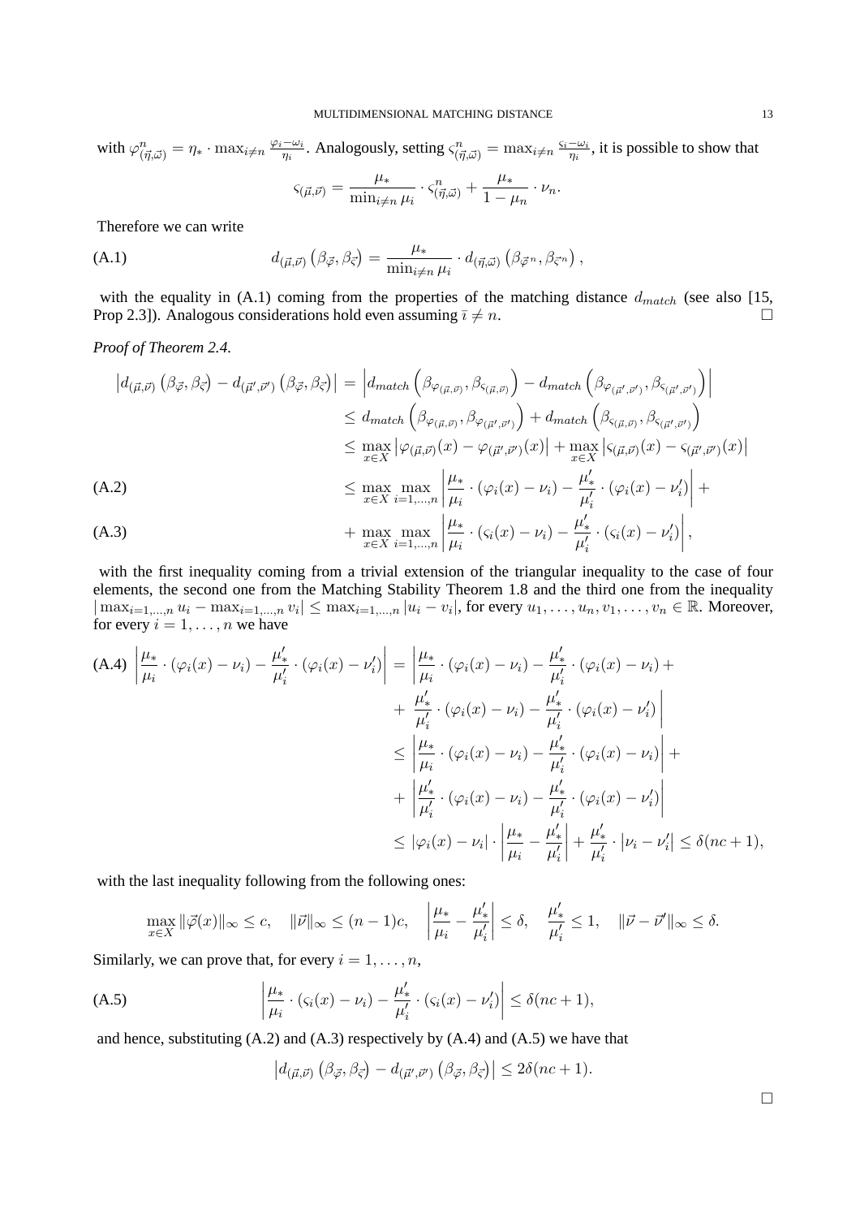with $\varphi^n_{(\vec{\eta},\vec{\omega})} = \eta_* \cdot \max_{i\neq n} \frac{\varphi_i - \omega_i}{\eta_i}$. Analogously, setting $\varsigma^n_{(\vec{\eta},\vec{\omega})} = \max_{i\neq n} \frac{\varsigma_i - \omega_i}{\eta_i}$, it is possible to show that

$$\varsigma_{(\vec{\mu},\vec{\nu})} = \frac{\mu_*}{\min_{i\neq n} \mu_i} \cdot \varsigma^n_{(\vec{\eta},\vec{\omega})} + \frac{\mu_*}{1-\mu_n} \cdot \nu_n.$$

Therefore we can write

$$d_{(\vec{\mu},\vec{\nu})}\left(\beta_{\vec{\varphi}}, \beta_{\vec{\varsigma}}\right) = \frac{\mu_*}{\min_{i\neq n} \mu_i} \cdot d_{(\vec{\eta},\vec{\omega})}\left(\beta_{\vec{\varphi}^n}, \beta_{\vec{\varsigma}^n}\right), \tag{A.1}$$

with the equality in (A.1) coming from the properties of the matching distance $d_{match}$ (see also [15, Prop 2.3]). Analogous considerations hold even assuming $\bar{\imath} \neq n$. □

*Proof of Theorem 2.4.*

$$\begin{aligned}
\left|d_{(\vec{\mu},\vec{\nu})}\left(\beta_{\vec{\varphi}}, \beta_{\vec{\varsigma}}\right) - d_{(\vec{\mu}',\vec{\nu}')}\left(\beta_{\vec{\varphi}}, \beta_{\vec{\varsigma}}\right)\right| &= \left|d_{match}\left(\beta_{\varphi_{(\vec{\mu},\vec{\nu})}}, \beta_{\varsigma_{(\vec{\mu},\vec{\nu})}}\right) - d_{match}\left(\beta_{\varphi_{(\vec{\mu}',\vec{\nu}')}}, \beta_{\varsigma_{(\vec{\mu}',\vec{\nu}')}}\right)\right| \\
&\leq d_{match}\left(\beta_{\varphi_{(\vec{\mu},\vec{\nu})}}, \beta_{\varphi_{(\vec{\mu}',\vec{\nu}')}}\right) + d_{match}\left(\beta_{\varsigma_{(\vec{\mu},\vec{\nu})}}, \beta_{\varsigma_{(\vec{\mu}',\vec{\nu}')}}\right) \\
&\leq \max_{x\in X}\left|\varphi_{(\vec{\mu},\vec{\nu})}(x) - \varphi_{(\vec{\mu}',\vec{\nu}')}(x)\right| + \max_{x\in X}\left|\varsigma_{(\vec{\mu},\vec{\nu})}(x) - \varsigma_{(\vec{\mu}',\vec{\nu}')}(x)\right| \\
&\leq \max_{x\in X}\max_{i=1,\dots,n}\left|\frac{\mu_*}{\mu_i}\cdot(\varphi_i(x) - \nu_i) - \frac{\mu'_*}{\mu'_i}\cdot(\varphi_i(x) - \nu'_i)\right| + \qquad \text{(A.2)} \\
&+ \max_{x\in X}\max_{i=1,\dots,n}\left|\frac{\mu_*}{\mu_i}\cdot(\varsigma_i(x) - \nu_i) - \frac{\mu'_*}{\mu'_i}\cdot(\varsigma_i(x) - \nu'_i)\right|, \qquad \text{(A.3)}
\end{aligned}$$

with the first inequality coming from a trivial extension of the triangular inequality to the case of four elements, the second one from the Matching Stability Theorem 1.8 and the third one from the inequality $|\max_{i=1,\dots,n} u_i - \max_{i=1,\dots,n} v_i| \leq \max_{i=1,\dots,n}|u_i - v_i|$, for every $u_1,\dots,u_n,v_1,\dots,v_n \in \mathbb{R}$. Moreover, for every $i = 1,\dots,n$ we have

$$\begin{aligned}
\left|\frac{\mu_*}{\mu_i}\cdot(\varphi_i(x) - \nu_i) - \frac{\mu'_*}{\mu'_i}\cdot(\varphi_i(x) - \nu'_i)\right| &= \left|\frac{\mu_*}{\mu_i}\cdot(\varphi_i(x) - \nu_i) - \frac{\mu'_*}{\mu'_i}\cdot(\varphi_i(x) - \nu_i) + \right. \\
&\left. + \frac{\mu'_*}{\mu'_i}\cdot(\varphi_i(x) - \nu_i) - \frac{\mu'_*}{\mu'_i}\cdot(\varphi_i(x) - \nu'_i)\right| \\
&\leq \left|\frac{\mu_*}{\mu_i}\cdot(\varphi_i(x) - \nu_i) - \frac{\mu'_*}{\mu'_i}\cdot(\varphi_i(x) - \nu_i)\right| + \\
&+ \left|\frac{\mu'_*}{\mu'_i}\cdot(\varphi_i(x) - \nu_i) - \frac{\mu'_*}{\mu'_i}\cdot(\varphi_i(x) - \nu'_i)\right| \\
&\leq |\varphi_i(x) - \nu_i|\cdot\left|\frac{\mu_*}{\mu_i} - \frac{\mu'_*}{\mu'_i}\right| + \frac{\mu'_*}{\mu'_i}\cdot\left|\nu_i - \nu'_i\right| \leq \delta(nc+1),
\end{aligned} \tag{A.4}$$

with the last inequality following from the following ones:

$$\max_{x\in X}\|\vec{\varphi}(x)\|_\infty \leq c, \quad \|\vec{\nu}\|_\infty \leq (n-1)c, \quad \left|\frac{\mu_*}{\mu_i} - \frac{\mu'_*}{\mu'_i}\right| \leq \delta, \quad \frac{\mu'_*}{\mu'_i} \leq 1, \quad \|\vec{\nu} - \vec{\nu}'\|_\infty \leq \delta.$$

Similarly, we can prove that, for every $i = 1,\dots,n$,

$$\left|\frac{\mu_*}{\mu_i}\cdot(\varsigma_i(x) - \nu_i) - \frac{\mu'_*}{\mu'_i}\cdot(\varsigma_i(x) - \nu'_i)\right| \leq \delta(nc+1), \tag{A.5}$$

and hence, substituting (A.2) and (A.3) respectively by (A.4) and (A.5) we have that

$$\left|d_{(\vec{\mu},\vec{\nu})}\left(\beta_{\vec{\varphi}}, \beta_{\vec{\varsigma}}\right) - d_{(\vec{\mu}',\vec{\nu}')}\left(\beta_{\vec{\varphi}}, \beta_{\vec{\varsigma}}\right)\right| \leq 2\delta(nc+1).$$

□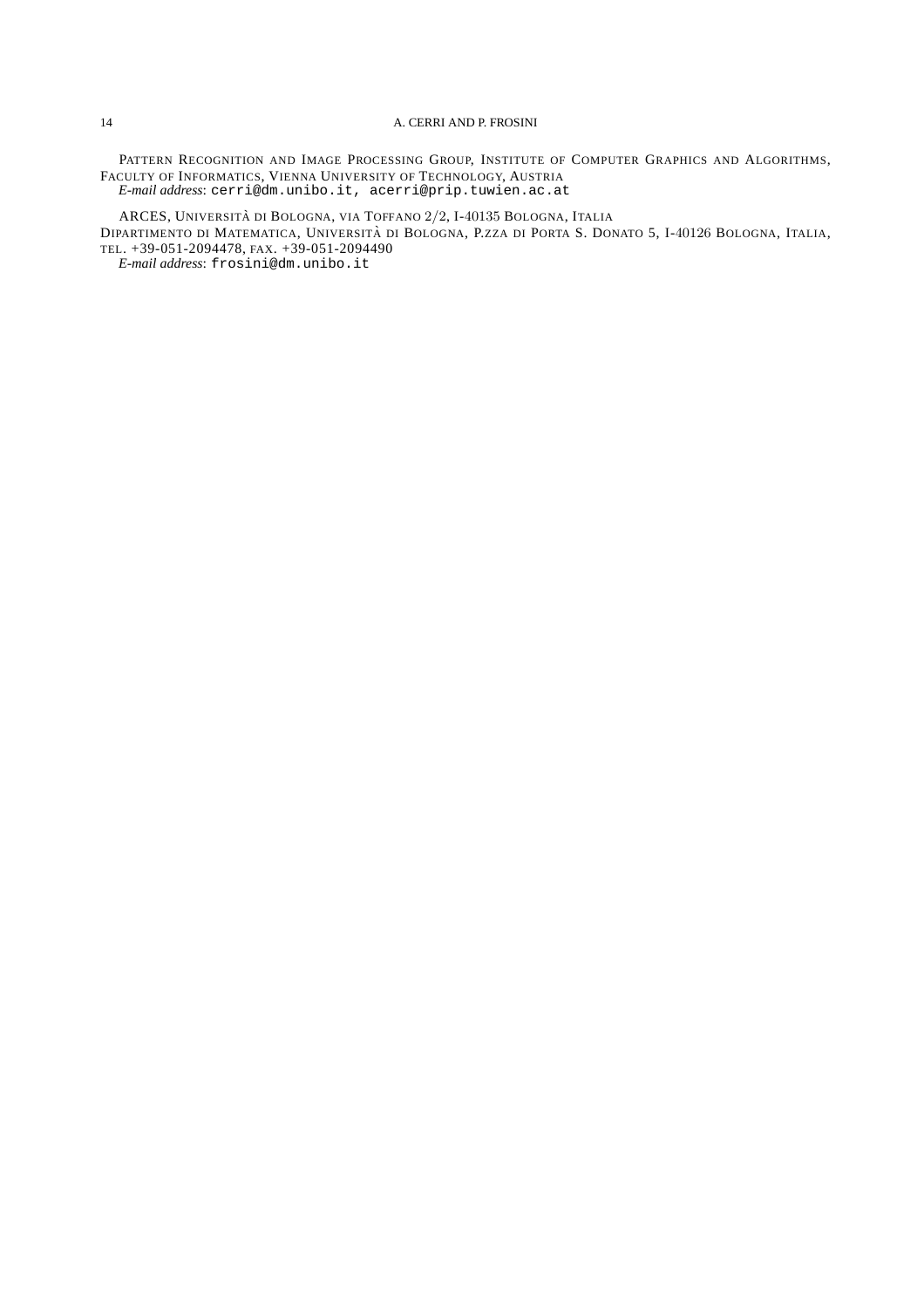Pattern Recognition and Image Processing Group, Institute of Computer Graphics and Algorithms, Faculty of Informatics, Vienna University of Technology, Austria
*E-mail address*: cerri@dm.unibo.it, acerri@prip.tuwien.ac.at

ARCES, Università di Bologna, via Toffano 2/2, I-40135 Bologna, Italia
Dipartimento di Matematica, Università di Bologna, P.zza di Porta S. Donato 5, I-40126 Bologna, Italia, tel. +39-051-2094478, fax. +39-051-2094490
*E-mail address*: frosini@dm.unibo.it